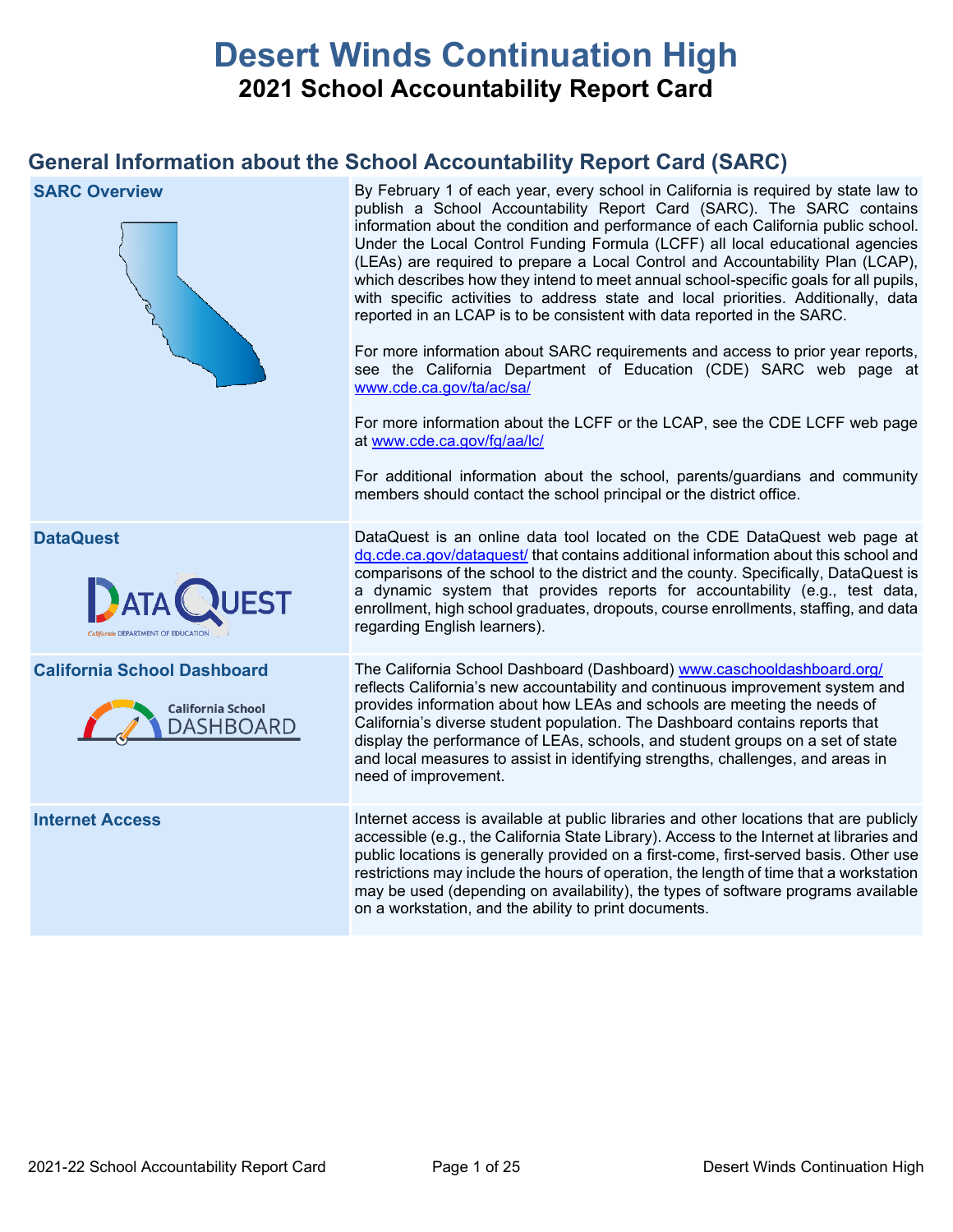# Desert Winds Continuation High

## 2021 School Accountability Report Card

## General Information about the School Accountability Report Card (SARC)

| | |
|---|---|
| **SARC Overview** | By February 1 of each year, every school in California is required by state law to publish a School Accountability Report Card (SARC). The SARC contains information about the condition and performance of each California public school. Under the Local Control Funding Formula (LCFF) all local educational agencies (LEAs) are required to prepare a Local Control and Accountability Plan (LCAP), which describes how they intend to meet annual school-specific goals for all pupils, with specific activities to address state and local priorities. Additionally, data reported in an LCAP is to be consistent with data reported in the SARC.<br><br>For more information about SARC requirements and access to prior year reports, see the California Department of Education (CDE) SARC web page at www.cde.ca.gov/ta/ac/sa/<br><br>For more information about the LCFF or the LCAP, see the CDE LCFF web page at www.cde.ca.gov/fg/aa/lc/<br><br>For additional information about the school, parents/guardians and community members should contact the school principal or the district office. |
| **DataQuest** | DataQuest is an online data tool located on the CDE DataQuest web page at dq.cde.ca.gov/dataquest/ that contains additional information about this school and comparisons of the school to the district and the county. Specifically, DataQuest is a dynamic system that provides reports for accountability (e.g., test data, enrollment, high school graduates, dropouts, course enrollments, staffing, and data regarding English learners). |
| **California School Dashboard** | The California School Dashboard (Dashboard) www.caschooldashboard.org/ reflects California's new accountability and continuous improvement system and provides information about how LEAs and schools are meeting the needs of California's diverse student population. The Dashboard contains reports that display the performance of LEAs, schools, and student groups on a set of state and local measures to assist in identifying strengths, challenges, and areas in need of improvement. |
| **Internet Access** | Internet access is available at public libraries and other locations that are publicly accessible (e.g., the California State Library). Access to the Internet at libraries and public locations is generally provided on a first-come, first-served basis. Other use restrictions may include the hours of operation, the length of time that a workstation may be used (depending on availability), the types of software programs available on a workstation, and the ability to print documents. |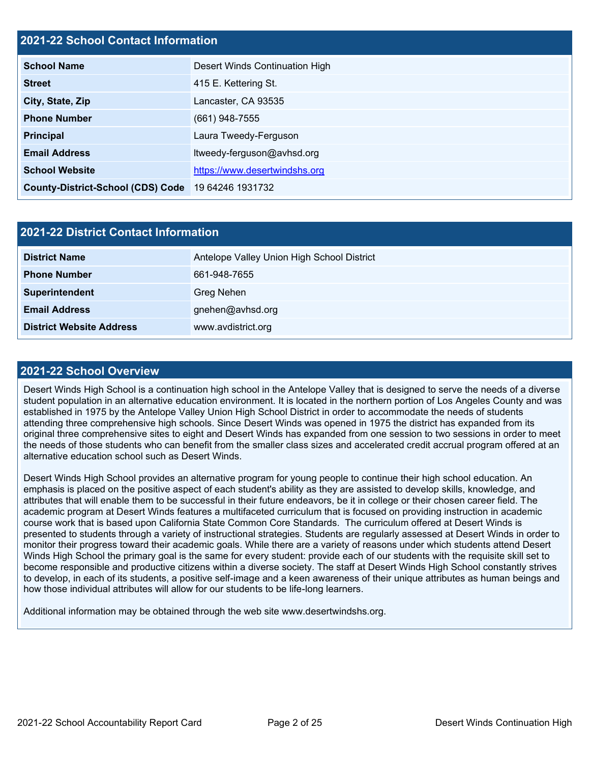## 2021-22 School Contact Information

| 2021-22 School Contact Information | |
|---|---|
| **School Name** | Desert Winds Continuation High |
| **Street** | 415 E. Kettering St. |
| **City, State, Zip** | Lancaster, CA 93535 |
| **Phone Number** | (661) 948-7555 |
| **Principal** | Laura Tweedy-Ferguson |
| **Email Address** | ltweedy-ferguson@avhsd.org |
| **School Website** | https://www.desertwindshs.org |
| **County-District-School (CDS) Code** | 19 64246 1931732 |

## 2021-22 District Contact Information

| 2021-22 District Contact Information | |
|---|---|
| **District Name** | Antelope Valley Union High School District |
| **Phone Number** | 661-948-7655 |
| **Superintendent** | Greg Nehen |
| **Email Address** | gnehen@avhsd.org |
| **District Website Address** | www.avdistrict.org |

## 2021-22 School Overview

Desert Winds High School is a continuation high school in the Antelope Valley that is designed to serve the needs of a diverse student population in an alternative education environment. It is located in the northern portion of Los Angeles County and was established in 1975 by the Antelope Valley Union High School District in order to accommodate the needs of students attending three comprehensive high schools. Since Desert Winds was opened in 1975 the district has expanded from its original three comprehensive sites to eight and Desert Winds has expanded from one session to two sessions in order to meet the needs of those students who can benefit from the smaller class sizes and accelerated credit accrual program offered at an alternative education school such as Desert Winds.

Desert Winds High School provides an alternative program for young people to continue their high school education. An emphasis is placed on the positive aspect of each student's ability as they are assisted to develop skills, knowledge, and attributes that will enable them to be successful in their future endeavors, be it in college or their chosen career field. The academic program at Desert Winds features a multifaceted curriculum that is focused on providing instruction in academic course work that is based upon California State Common Core Standards. The curriculum offered at Desert Winds is presented to students through a variety of instructional strategies. Students are regularly assessed at Desert Winds in order to monitor their progress toward their academic goals. While there are a variety of reasons under which students attend Desert Winds High School the primary goal is the same for every student: provide each of our students with the requisite skill set to become responsible and productive citizens within a diverse society. The staff at Desert Winds High School constantly strives to develop, in each of its students, a positive self-image and a keen awareness of their unique attributes as human beings and how those individual attributes will allow for our students to be life-long learners.

Additional information may be obtained through the web site www.desertwindshs.org.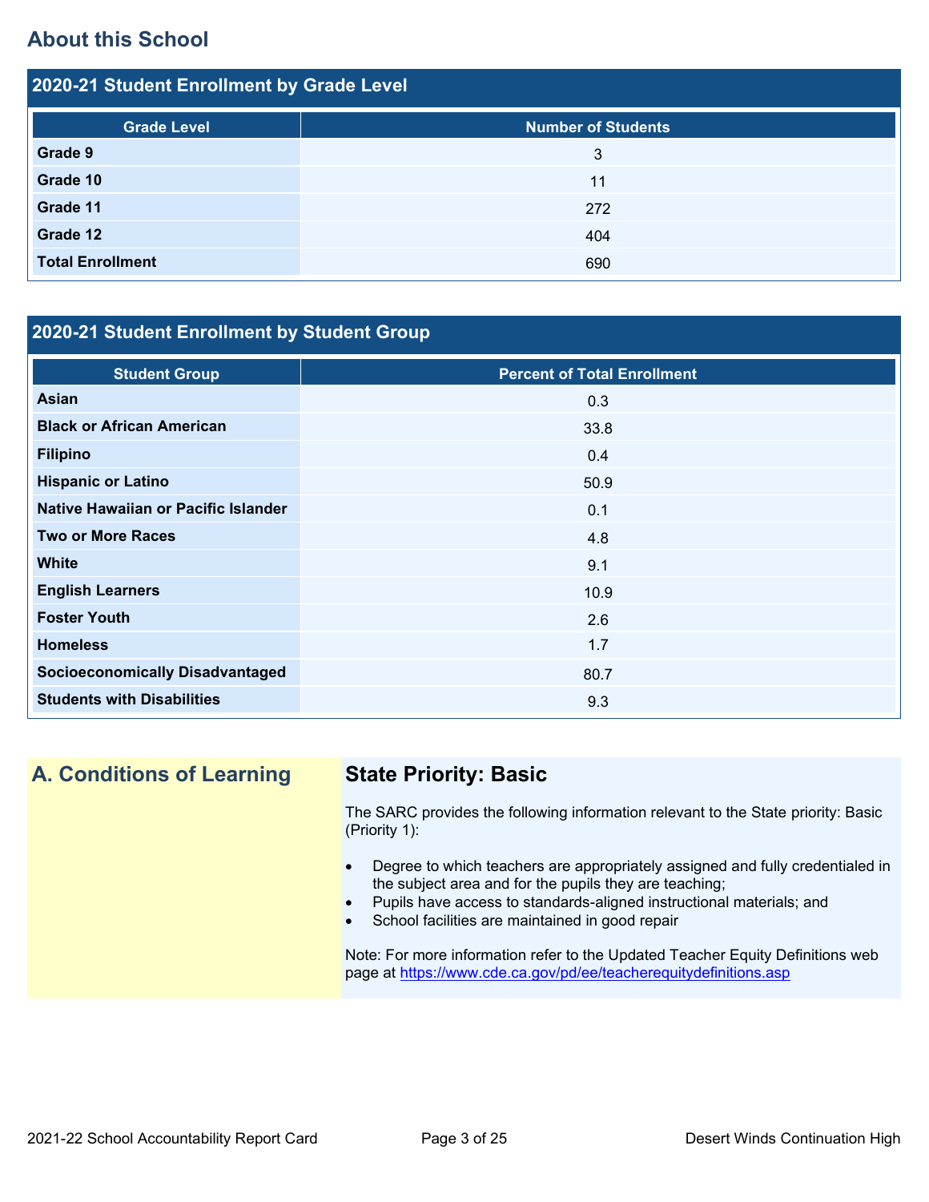## About this School

### 2020-21 Student Enrollment by Grade Level

| Grade Level | Number of Students |
| --- | --- |
| **Grade 9** | 3 |
| **Grade 10** | 11 |
| **Grade 11** | 272 |
| **Grade 12** | 404 |
| **Total Enrollment** | 690 |

### 2020-21 Student Enrollment by Student Group

| Student Group | Percent of Total Enrollment |
| --- | --- |
| **Asian** | 0.3 |
| **Black or African American** | 33.8 |
| **Filipino** | 0.4 |
| **Hispanic or Latino** | 50.9 |
| **Native Hawaiian or Pacific Islander** | 0.1 |
| **Two or More Races** | 4.8 |
| **White** | 9.1 |
| **English Learners** | 10.9 |
| **Foster Youth** | 2.6 |
| **Homeless** | 1.7 |
| **Socioeconomically Disadvantaged** | 80.7 |
| **Students with Disabilities** | 9.3 |

## A. Conditions of Learning

### State Priority: Basic

The SARC provides the following information relevant to the State priority: Basic (Priority 1):

- Degree to which teachers are appropriately assigned and fully credentialed in the subject area and for the pupils they are teaching;
- Pupils have access to standards-aligned instructional materials; and
- School facilities are maintained in good repair

Note: For more information refer to the Updated Teacher Equity Definitions web page at https://www.cde.ca.gov/pd/ee/teacherequitydefinitions.asp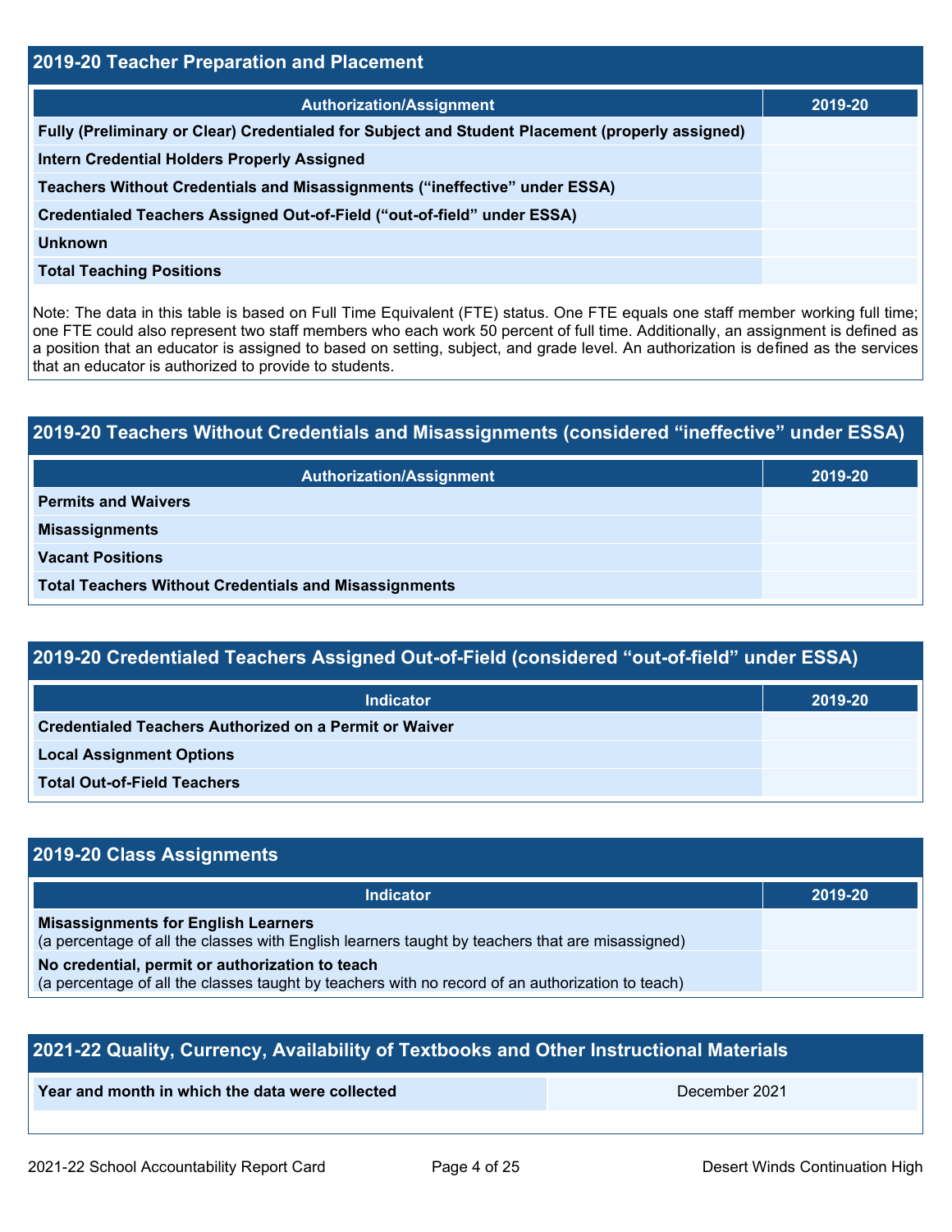## 2019-20 Teacher Preparation and Placement

| Authorization/Assignment | 2019-20 |
|---|---|
| Fully (Preliminary or Clear) Credentialed for Subject and Student Placement (properly assigned) | |
| Intern Credential Holders Properly Assigned | |
| Teachers Without Credentials and Misassignments (“ineffective” under ESSA) | |
| Credentialed Teachers Assigned Out-of-Field (“out-of-field” under ESSA) | |
| Unknown | |
| Total Teaching Positions | |

Note: The data in this table is based on Full Time Equivalent (FTE) status. One FTE equals one staff member working full time; one FTE could also represent two staff members who each work 50 percent of full time. Additionally, an assignment is defined as a position that an educator is assigned to based on setting, subject, and grade level. An authorization is defined as the services that an educator is authorized to provide to students.

## 2019-20 Teachers Without Credentials and Misassignments (considered “ineffective” under ESSA)

| Authorization/Assignment | 2019-20 |
|---|---|
| Permits and Waivers | |
| Misassignments | |
| Vacant Positions | |
| Total Teachers Without Credentials and Misassignments | |

## 2019-20 Credentialed Teachers Assigned Out-of-Field (considered “out-of-field” under ESSA)

| Indicator | 2019-20 |
|---|---|
| Credentialed Teachers Authorized on a Permit or Waiver | |
| Local Assignment Options | |
| Total Out-of-Field Teachers | |

## 2019-20 Class Assignments

| Indicator | 2019-20 |
|---|---|
| **Misassignments for English Learners** (a percentage of all the classes with English learners taught by teachers that are misassigned) | |
| **No credential, permit or authorization to teach** (a percentage of all the classes taught by teachers with no record of an authorization to teach) | |

## 2021-22 Quality, Currency, Availability of Textbooks and Other Instructional Materials

| Year and month in which the data were collected | December 2021 |
|---|---|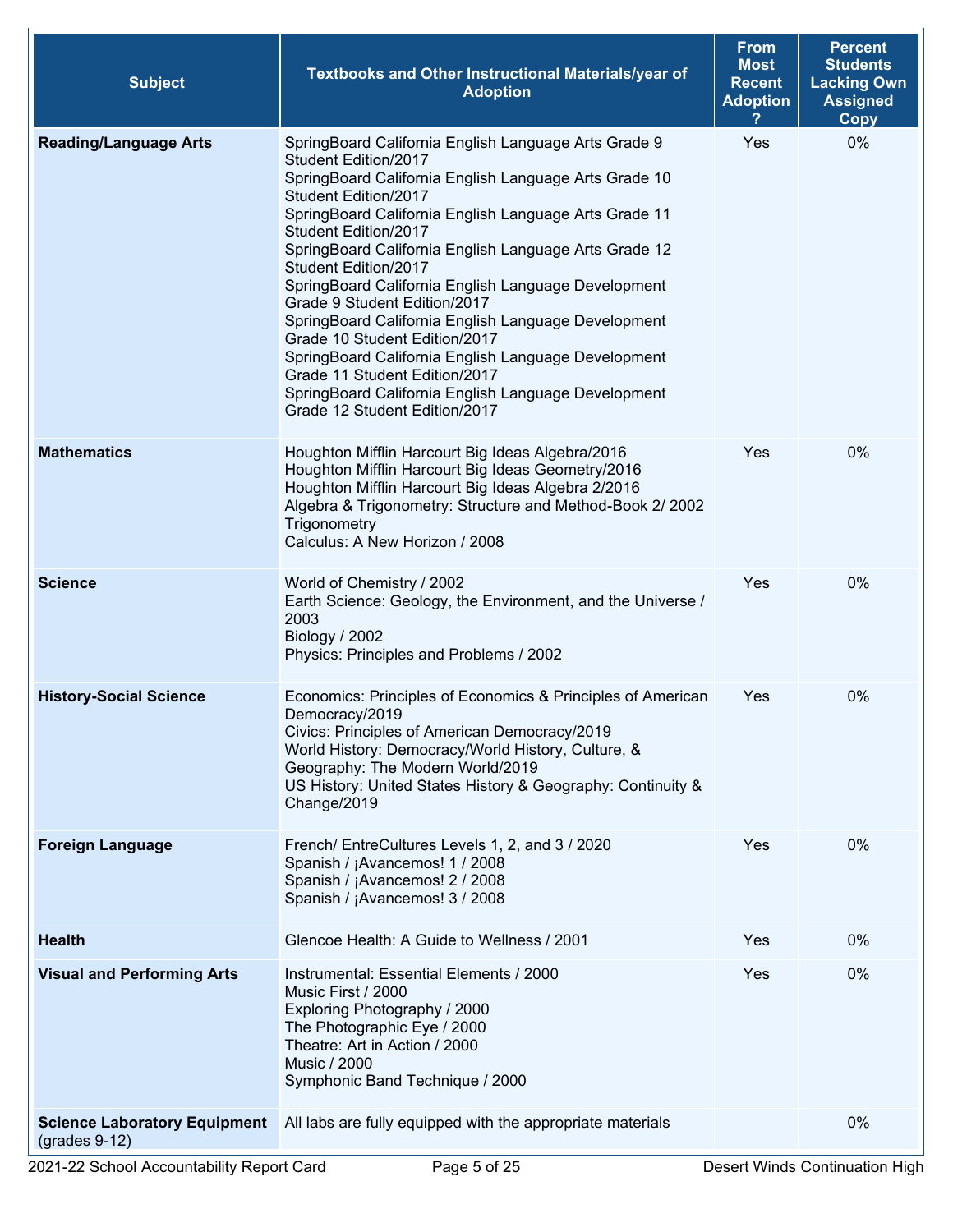| Subject | Textbooks and Other Instructional Materials/year of Adoption | From Most Recent Adoption ? | Percent Students Lacking Own Assigned Copy |
|---|---|---|---|
| **Reading/Language Arts** | SpringBoard California English Language Arts Grade 9 Student Edition/2017<br>SpringBoard California English Language Arts Grade 10 Student Edition/2017<br>SpringBoard California English Language Arts Grade 11 Student Edition/2017<br>SpringBoard California English Language Arts Grade 12 Student Edition/2017<br>SpringBoard California English Language Development Grade 9 Student Edition/2017<br>SpringBoard California English Language Development Grade 10 Student Edition/2017<br>SpringBoard California English Language Development Grade 11 Student Edition/2017<br>SpringBoard California English Language Development Grade 12 Student Edition/2017 | Yes | 0% |
| **Mathematics** | Houghton Mifflin Harcourt Big Ideas Algebra/2016<br>Houghton Mifflin Harcourt Big Ideas Geometry/2016<br>Houghton Mifflin Harcourt Big Ideas Algebra 2/2016<br>Algebra & Trigonometry: Structure and Method-Book 2/ 2002 Trigonometry<br>Calculus: A New Horizon / 2008 | Yes | 0% |
| **Science** | World of Chemistry / 2002<br>Earth Science: Geology, the Environment, and the Universe / 2003<br>Biology / 2002<br>Physics: Principles and Problems / 2002 | Yes | 0% |
| **History-Social Science** | Economics: Principles of Economics & Principles of American Democracy/2019<br>Civics: Principles of American Democracy/2019<br>World History: Democracy/World History, Culture, & Geography: The Modern World/2019<br>US History: United States History & Geography: Continuity & Change/2019 | Yes | 0% |
| **Foreign Language** | French/ EntreCultures Levels 1, 2, and 3 / 2020<br>Spanish / ¡Avancemos! 1 / 2008<br>Spanish / ¡Avancemos! 2 / 2008<br>Spanish / ¡Avancemos! 3 / 2008 | Yes | 0% |
| **Health** | Glencoe Health: A Guide to Wellness / 2001 | Yes | 0% |
| **Visual and Performing Arts** | Instrumental: Essential Elements / 2000<br>Music First / 2000<br>Exploring Photography / 2000<br>The Photographic Eye / 2000<br>Theatre: Art in Action / 2000<br>Music / 2000<br>Symphonic Band Technique / 2000 | Yes | 0% |
| **Science Laboratory Equipment** (grades 9-12) | All labs are fully equipped with the appropriate materials | | 0% |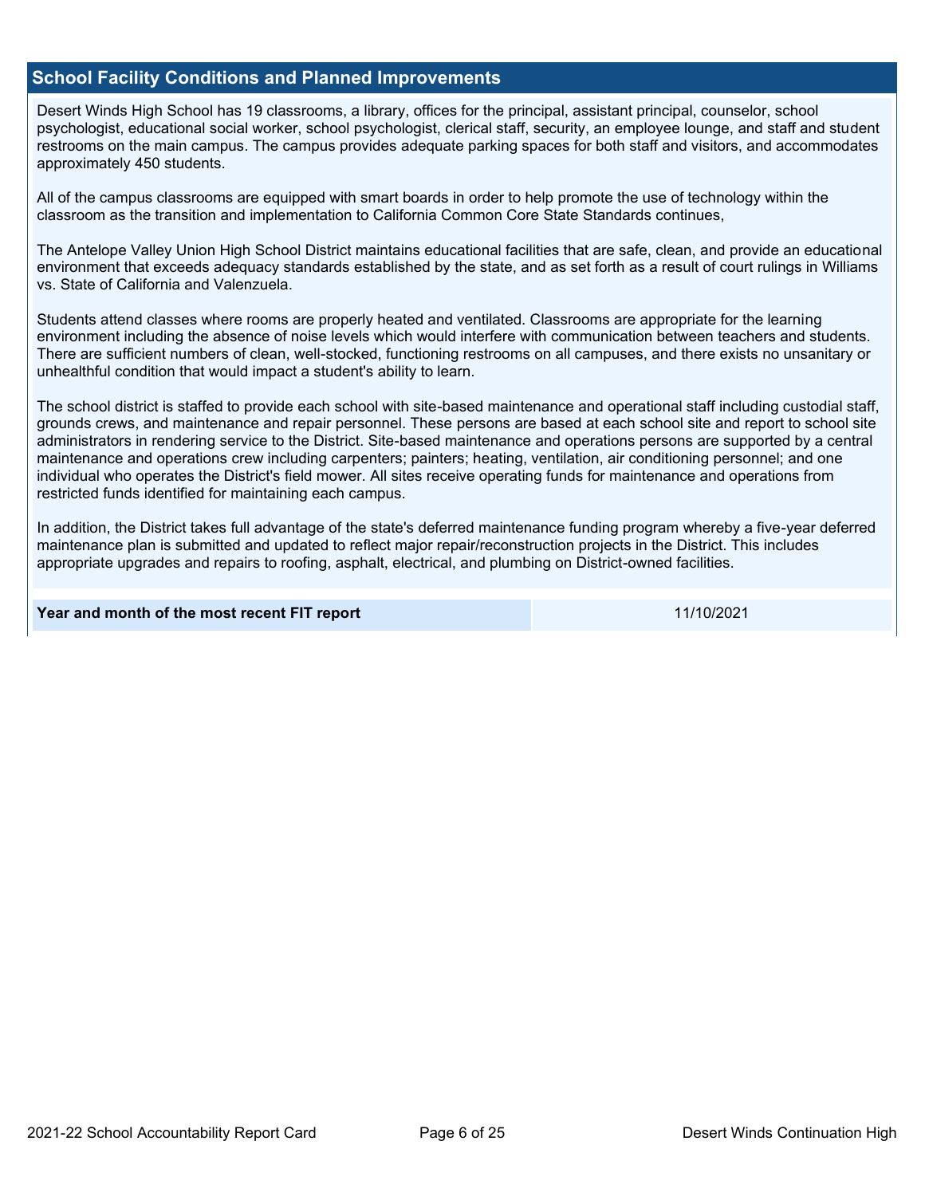## School Facility Conditions and Planned Improvements

Desert Winds High School has 19 classrooms, a library, offices for the principal, assistant principal, counselor, school psychologist, educational social worker, school psychologist, clerical staff, security, an employee lounge, and staff and student restrooms on the main campus. The campus provides adequate parking spaces for both staff and visitors, and accommodates approximately 450 students.

All of the campus classrooms are equipped with smart boards in order to help promote the use of technology within the classroom as the transition and implementation to California Common Core State Standards continues,

The Antelope Valley Union High School District maintains educational facilities that are safe, clean, and provide an educational environment that exceeds adequacy standards established by the state, and as set forth as a result of court rulings in Williams vs. State of California and Valenzuela.

Students attend classes where rooms are properly heated and ventilated. Classrooms are appropriate for the learning environment including the absence of noise levels which would interfere with communication between teachers and students. There are sufficient numbers of clean, well-stocked, functioning restrooms on all campuses, and there exists no unsanitary or unhealthful condition that would impact a student's ability to learn.

The school district is staffed to provide each school with site-based maintenance and operational staff including custodial staff, grounds crews, and maintenance and repair personnel. These persons are based at each school site and report to school site administrators in rendering service to the District. Site-based maintenance and operations persons are supported by a central maintenance and operations crew including carpenters; painters; heating, ventilation, air conditioning personnel; and one individual who operates the District's field mower. All sites receive operating funds for maintenance and operations from restricted funds identified for maintaining each campus.

In addition, the District takes full advantage of the state's deferred maintenance funding program whereby a five-year deferred maintenance plan is submitted and updated to reflect major repair/reconstruction projects in the District. This includes appropriate upgrades and repairs to roofing, asphalt, electrical, and plumbing on District-owned facilities.

| **Year and month of the most recent FIT report** | 11/10/2021 |
| --- | --- |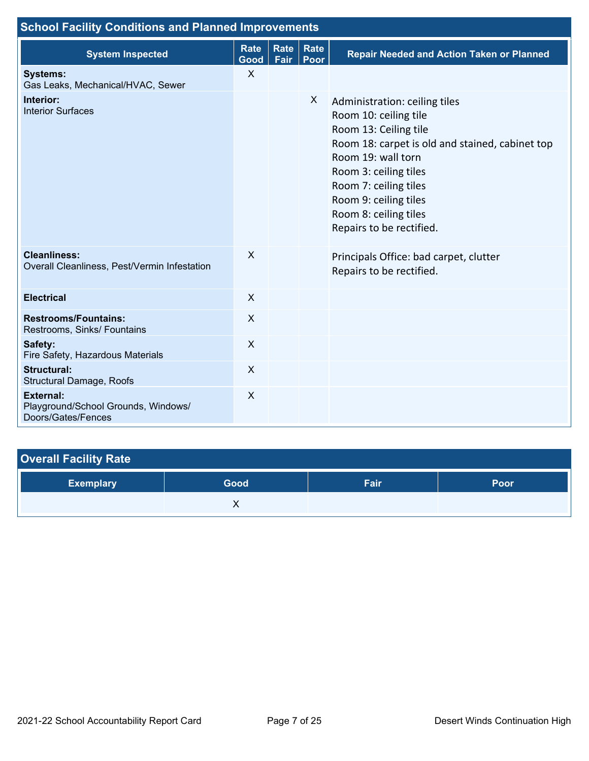## School Facility Conditions and Planned Improvements

| System Inspected | Rate Good | Rate Fair | Rate Poor | Repair Needed and Action Taken or Planned |
|---|---|---|---|---|
| **Systems:** Gas Leaks, Mechanical/HVAC, Sewer | X | | | |
| **Interior:** Interior Surfaces | | | X | Administration: ceiling tiles<br>Room 10: ceiling tile<br>Room 13: Ceiling tile<br>Room 18: carpet is old and stained, cabinet top<br>Room 19: wall torn<br>Room 3: ceiling tiles<br>Room 7: ceiling tiles<br>Room 9: ceiling tiles<br>Room 8: ceiling tiles<br>Repairs to be rectified. |
| **Cleanliness:** Overall Cleanliness, Pest/Vermin Infestation | X | | | Principals Office: bad carpet, clutter<br>Repairs to be rectified. |
| **Electrical** | X | | | |
| **Restrooms/Fountains:** Restrooms, Sinks/ Fountains | X | | | |
| **Safety:** Fire Safety, Hazardous Materials | X | | | |
| **Structural:** Structural Damage, Roofs | X | | | |
| **External:** Playground/School Grounds, Windows/ Doors/Gates/Fences | X | | | |

## Overall Facility Rate

| Exemplary | Good | Fair | Poor |
|---|---|---|---|
| | X | | |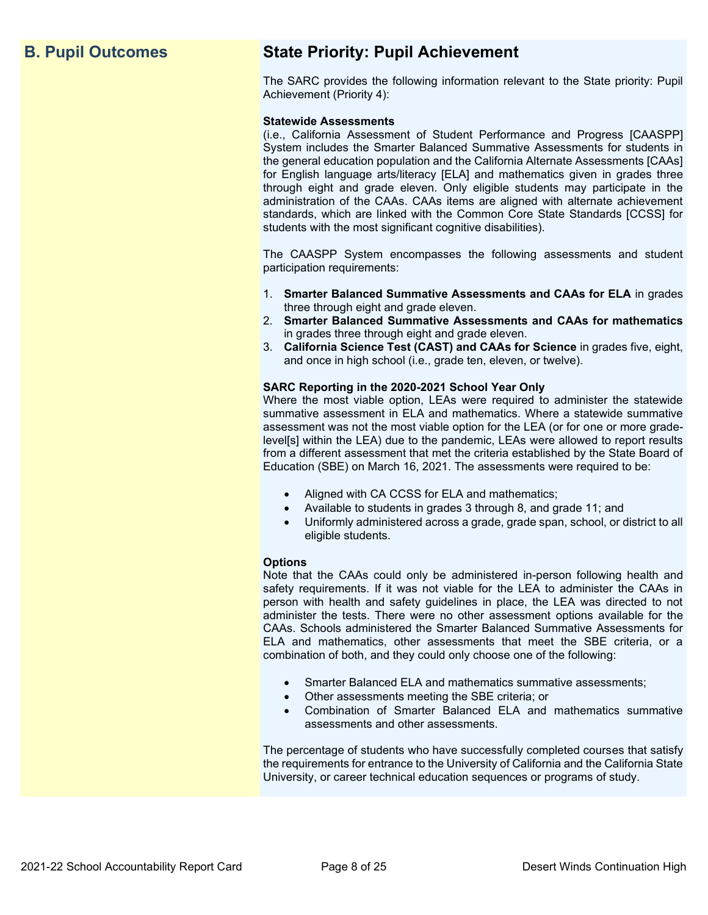## B. Pupil Outcomes

## State Priority: Pupil Achievement

The SARC provides the following information relevant to the State priority: Pupil Achievement (Priority 4):

**Statewide Assessments**
(i.e., California Assessment of Student Performance and Progress [CAASPP] System includes the Smarter Balanced Summative Assessments for students in the general education population and the California Alternate Assessments [CAAs] for English language arts/literacy [ELA] and mathematics given in grades three through eight and grade eleven. Only eligible students may participate in the administration of the CAAs. CAAs items are aligned with alternate achievement standards, which are linked with the Common Core State Standards [CCSS] for students with the most significant cognitive disabilities).

The CAASPP System encompasses the following assessments and student participation requirements:

1. **Smarter Balanced Summative Assessments and CAAs for ELA** in grades three through eight and grade eleven.
2. **Smarter Balanced Summative Assessments and CAAs for mathematics** in grades three through eight and grade eleven.
3. **California Science Test (CAST) and CAAs for Science** in grades five, eight, and once in high school (i.e., grade ten, eleven, or twelve).

**SARC Reporting in the 2020-2021 School Year Only**
Where the most viable option, LEAs were required to administer the statewide summative assessment in ELA and mathematics. Where a statewide summative assessment was not the most viable option for the LEA (or for one or more grade-level[s] within the LEA) due to the pandemic, LEAs were allowed to report results from a different assessment that met the criteria established by the State Board of Education (SBE) on March 16, 2021. The assessments were required to be:

- Aligned with CA CCSS for ELA and mathematics;
- Available to students in grades 3 through 8, and grade 11; and
- Uniformly administered across a grade, grade span, school, or district to all eligible students.

**Options**
Note that the CAAs could only be administered in-person following health and safety requirements. If it was not viable for the LEA to administer the CAAs in person with health and safety guidelines in place, the LEA was directed to not administer the tests. There were no other assessment options available for the CAAs. Schools administered the Smarter Balanced Summative Assessments for ELA and mathematics, other assessments that meet the SBE criteria, or a combination of both, and they could only choose one of the following:

- Smarter Balanced ELA and mathematics summative assessments;
- Other assessments meeting the SBE criteria; or
- Combination of Smarter Balanced ELA and mathematics summative assessments and other assessments.

The percentage of students who have successfully completed courses that satisfy the requirements for entrance to the University of California and the California State University, or career technical education sequences or programs of study.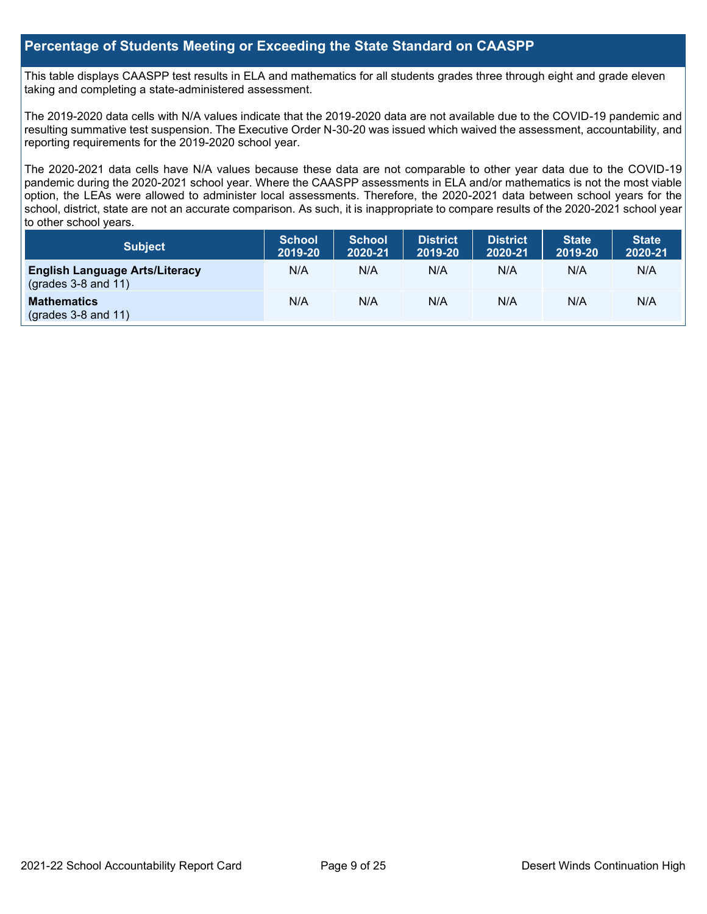## Percentage of Students Meeting or Exceeding the State Standard on CAASPP

This table displays CAASPP test results in ELA and mathematics for all students grades three through eight and grade eleven taking and completing a state-administered assessment.

The 2019-2020 data cells with N/A values indicate that the 2019-2020 data are not available due to the COVID-19 pandemic and resulting summative test suspension. The Executive Order N-30-20 was issued which waived the assessment, accountability, and reporting requirements for the 2019-2020 school year.

The 2020-2021 data cells have N/A values because these data are not comparable to other year data due to the COVID-19 pandemic during the 2020-2021 school year. Where the CAASPP assessments in ELA and/or mathematics is not the most viable option, the LEAs were allowed to administer local assessments. Therefore, the 2020-2021 data between school years for the school, district, state are not an accurate comparison. As such, it is inappropriate to compare results of the 2020-2021 school year to other school years.

| Subject | School 2019-20 | School 2020-21 | District 2019-20 | District 2020-21 | State 2019-20 | State 2020-21 |
|---|---|---|---|---|---|---|
| **English Language Arts/Literacy** (grades 3-8 and 11) | N/A | N/A | N/A | N/A | N/A | N/A |
| **Mathematics** (grades 3-8 and 11) | N/A | N/A | N/A | N/A | N/A | N/A |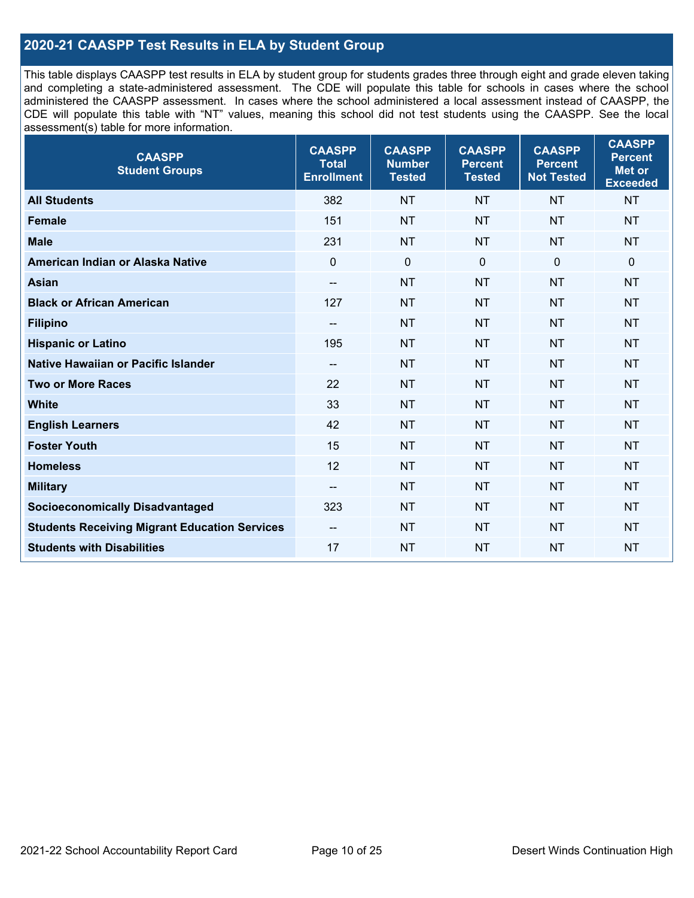## 2020-21 CAASPP Test Results in ELA by Student Group

This table displays CAASPP test results in ELA by student group for students grades three through eight and grade eleven taking and completing a state-administered assessment. The CDE will populate this table for schools in cases where the school administered the CAASPP assessment. In cases where the school administered a local assessment instead of CAASPP, the CDE will populate this table with "NT" values, meaning this school did not test students using the CAASPP. See the local assessment(s) table for more information.

| CAASPP Student Groups | CAASPP Total Enrollment | CAASPP Number Tested | CAASPP Percent Tested | CAASPP Percent Not Tested | CAASPP Percent Met or Exceeded |
|---|---|---|---|---|---|
| **All Students** | 382 | NT | NT | NT | NT |
| **Female** | 151 | NT | NT | NT | NT |
| **Male** | 231 | NT | NT | NT | NT |
| **American Indian or Alaska Native** | 0 | 0 | 0 | 0 | 0 |
| **Asian** | -- | NT | NT | NT | NT |
| **Black or African American** | 127 | NT | NT | NT | NT |
| **Filipino** | -- | NT | NT | NT | NT |
| **Hispanic or Latino** | 195 | NT | NT | NT | NT |
| **Native Hawaiian or Pacific Islander** | -- | NT | NT | NT | NT |
| **Two or More Races** | 22 | NT | NT | NT | NT |
| **White** | 33 | NT | NT | NT | NT |
| **English Learners** | 42 | NT | NT | NT | NT |
| **Foster Youth** | 15 | NT | NT | NT | NT |
| **Homeless** | 12 | NT | NT | NT | NT |
| **Military** | -- | NT | NT | NT | NT |
| **Socioeconomically Disadvantaged** | 323 | NT | NT | NT | NT |
| **Students Receiving Migrant Education Services** | -- | NT | NT | NT | NT |
| **Students with Disabilities** | 17 | NT | NT | NT | NT |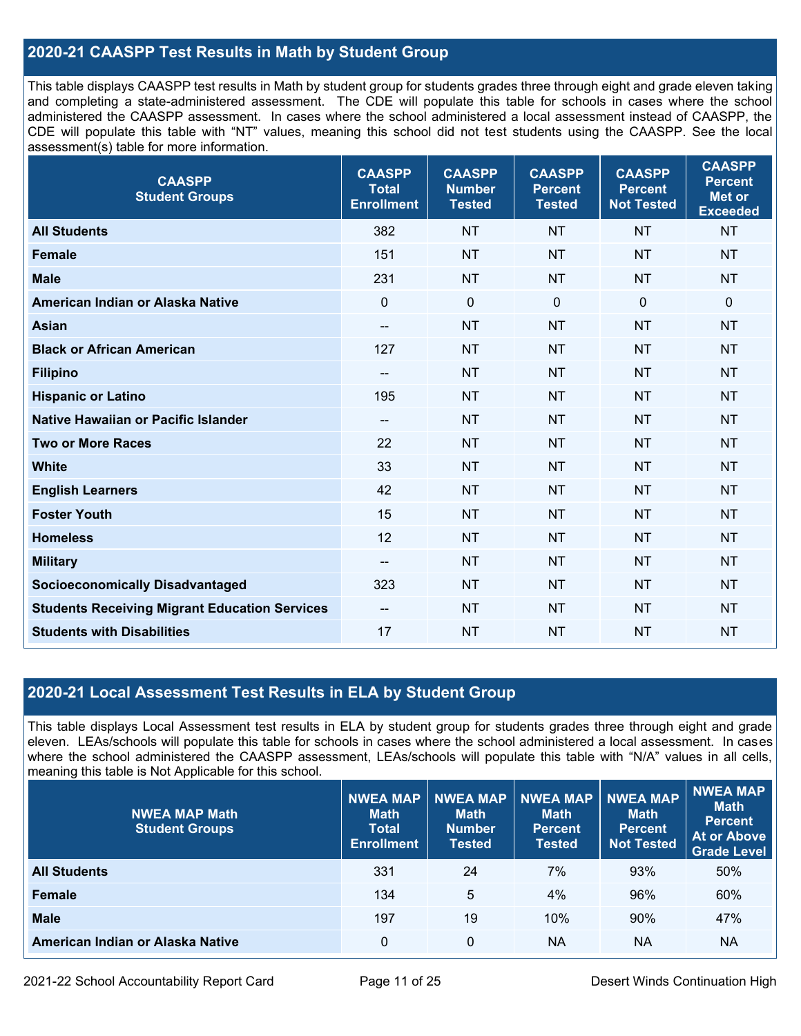## 2020-21 CAASPP Test Results in Math by Student Group

This table displays CAASPP test results in Math by student group for students grades three through eight and grade eleven taking and completing a state-administered assessment. The CDE will populate this table for schools in cases where the school administered the CAASPP assessment. In cases where the school administered a local assessment instead of CAASPP, the CDE will populate this table with "NT" values, meaning this school did not test students using the CAASPP. See the local assessment(s) table for more information.

| CAASPP Student Groups | CAASPP Total Enrollment | CAASPP Number Tested | CAASPP Percent Tested | CAASPP Percent Not Tested | CAASPP Percent Met or Exceeded |
|---|---|---|---|---|---|
| All Students | 382 | NT | NT | NT | NT |
| Female | 151 | NT | NT | NT | NT |
| Male | 231 | NT | NT | NT | NT |
| American Indian or Alaska Native | 0 | 0 | 0 | 0 | 0 |
| Asian | -- | NT | NT | NT | NT |
| Black or African American | 127 | NT | NT | NT | NT |
| Filipino | -- | NT | NT | NT | NT |
| Hispanic or Latino | 195 | NT | NT | NT | NT |
| Native Hawaiian or Pacific Islander | -- | NT | NT | NT | NT |
| Two or More Races | 22 | NT | NT | NT | NT |
| White | 33 | NT | NT | NT | NT |
| English Learners | 42 | NT | NT | NT | NT |
| Foster Youth | 15 | NT | NT | NT | NT |
| Homeless | 12 | NT | NT | NT | NT |
| Military | -- | NT | NT | NT | NT |
| Socioeconomically Disadvantaged | 323 | NT | NT | NT | NT |
| Students Receiving Migrant Education Services | -- | NT | NT | NT | NT |
| Students with Disabilities | 17 | NT | NT | NT | NT |

## 2020-21 Local Assessment Test Results in ELA by Student Group

This table displays Local Assessment test results in ELA by student group for students grades three through eight and grade eleven. LEAs/schools will populate this table for schools in cases where the school administered a local assessment. In cases where the school administered the CAASPP assessment, LEAs/schools will populate this table with "N/A" values in all cells, meaning this table is Not Applicable for this school.

| NWEA MAP Math Student Groups | NWEA MAP Math Total Enrollment | NWEA MAP Math Number Tested | NWEA MAP Math Percent Tested | NWEA MAP Math Percent Not Tested | NWEA MAP Math Percent At or Above Grade Level |
|---|---|---|---|---|---|
| All Students | 331 | 24 | 7% | 93% | 50% |
| Female | 134 | 5 | 4% | 96% | 60% |
| Male | 197 | 19 | 10% | 90% | 47% |
| American Indian or Alaska Native | 0 | 0 | NA | NA | NA |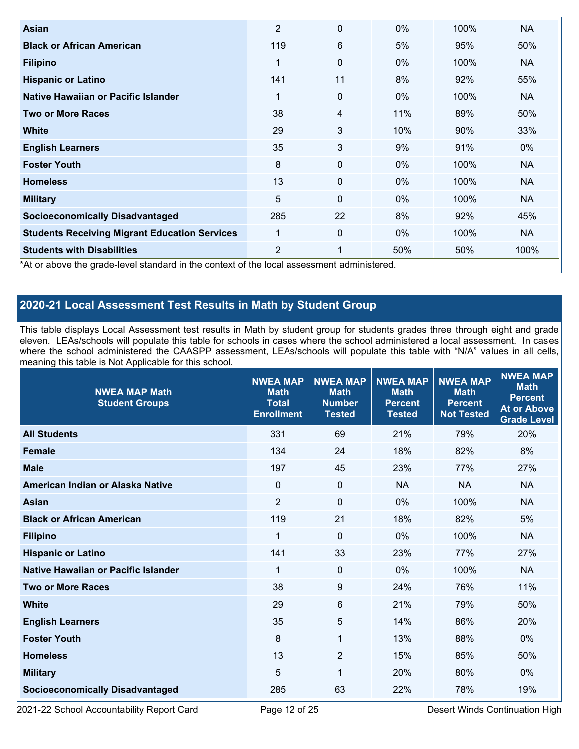| Asian | 2 | 0 | 0% | 100% | NA |
|---|---|---|---|---|---|
| Black or African American | 119 | 6 | 5% | 95% | 50% |
| Filipino | 1 | 0 | 0% | 100% | NA |
| Hispanic or Latino | 141 | 11 | 8% | 92% | 55% |
| Native Hawaiian or Pacific Islander | 1 | 0 | 0% | 100% | NA |
| Two or More Races | 38 | 4 | 11% | 89% | 50% |
| White | 29 | 3 | 10% | 90% | 33% |
| English Learners | 35 | 3 | 9% | 91% | 0% |
| Foster Youth | 8 | 0 | 0% | 100% | NA |
| Homeless | 13 | 0 | 0% | 100% | NA |
| Military | 5 | 0 | 0% | 100% | NA |
| Socioeconomically Disadvantaged | 285 | 22 | 8% | 92% | 45% |
| Students Receiving Migrant Education Services | 1 | 0 | 0% | 100% | NA |
| Students with Disabilities | 2 | 1 | 50% | 50% | 100% |

*At or above the grade-level standard in the context of the local assessment administered.

## 2020-21 Local Assessment Test Results in Math by Student Group

This table displays Local Assessment test results in Math by student group for students grades three through eight and grade eleven. LEAs/schools will populate this table for schools in cases where the school administered a local assessment. In cases where the school administered the CAASPP assessment, LEAs/schools will populate this table with "N/A" values in all cells, meaning this table is Not Applicable for this school.

| NWEA MAP Math Student Groups | NWEA MAP Math Total Enrollment | NWEA MAP Math Number Tested | NWEA MAP Math Percent Tested | NWEA MAP Math Percent Not Tested | NWEA MAP Math Percent At or Above Grade Level |
|---|---|---|---|---|---|
| All Students | 331 | 69 | 21% | 79% | 20% |
| Female | 134 | 24 | 18% | 82% | 8% |
| Male | 197 | 45 | 23% | 77% | 27% |
| American Indian or Alaska Native | 0 | 0 | NA | NA | NA |
| Asian | 2 | 0 | 0% | 100% | NA |
| Black or African American | 119 | 21 | 18% | 82% | 5% |
| Filipino | 1 | 0 | 0% | 100% | NA |
| Hispanic or Latino | 141 | 33 | 23% | 77% | 27% |
| Native Hawaiian or Pacific Islander | 1 | 0 | 0% | 100% | NA |
| Two or More Races | 38 | 9 | 24% | 76% | 11% |
| White | 29 | 6 | 21% | 79% | 50% |
| English Learners | 35 | 5 | 14% | 86% | 20% |
| Foster Youth | 8 | 1 | 13% | 88% | 0% |
| Homeless | 13 | 2 | 15% | 85% | 50% |
| Military | 5 | 1 | 20% | 80% | 0% |
| Socioeconomically Disadvantaged | 285 | 63 | 22% | 78% | 19% |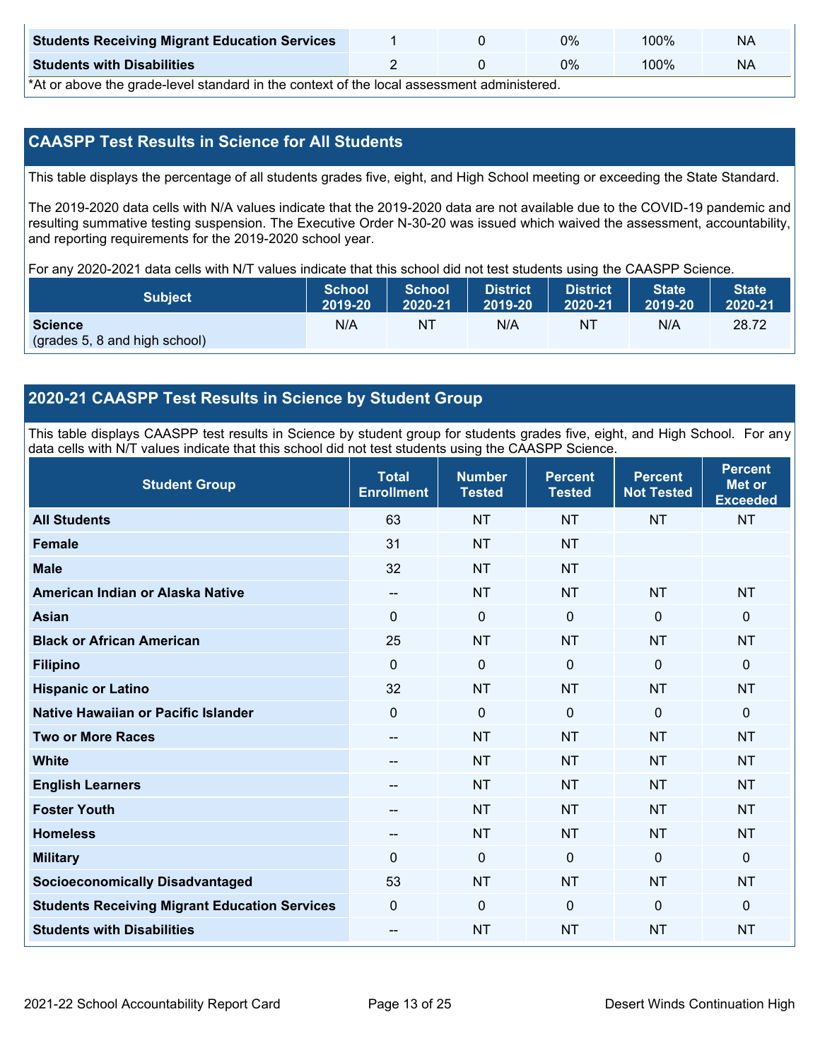| Students Receiving Migrant Education Services | 1 | 0 | 0% | 100% | NA |
|---|---|---|---|---|---|
| **Students with Disabilities** | 2 | 0 | 0% | 100% | NA |

*At or above the grade-level standard in the context of the local assessment administered.

## CAASPP Test Results in Science for All Students

This table displays the percentage of all students grades five, eight, and High School meeting or exceeding the State Standard.

The 2019-2020 data cells with N/A values indicate that the 2019-2020 data are not available due to the COVID-19 pandemic and resulting summative testing suspension. The Executive Order N-30-20 was issued which waived the assessment, accountability, and reporting requirements for the 2019-2020 school year.

For any 2020-2021 data cells with N/T values indicate that this school did not test students using the CAASPP Science.

| Subject | School 2019-20 | School 2020-21 | District 2019-20 | District 2020-21 | State 2019-20 | State 2020-21 |
|---|---|---|---|---|---|---|
| **Science** (grades 5, 8 and high school) | N/A | NT | N/A | NT | N/A | 28.72 |

## 2020-21 CAASPP Test Results in Science by Student Group

This table displays CAASPP test results in Science by student group for students grades five, eight, and High School. For any data cells with N/T values indicate that this school did not test students using the CAASPP Science.

| Student Group | Total Enrollment | Number Tested | Percent Tested | Percent Not Tested | Percent Met or Exceeded |
|---|---|---|---|---|---|
| **All Students** | 63 | NT | NT | NT | NT |
| **Female** | 31 | NT | NT | | |
| **Male** | 32 | NT | NT | | |
| **American Indian or Alaska Native** | -- | NT | NT | NT | NT |
| **Asian** | 0 | 0 | 0 | 0 | 0 |
| **Black or African American** | 25 | NT | NT | NT | NT |
| **Filipino** | 0 | 0 | 0 | 0 | 0 |
| **Hispanic or Latino** | 32 | NT | NT | NT | NT |
| **Native Hawaiian or Pacific Islander** | 0 | 0 | 0 | 0 | 0 |
| **Two or More Races** | -- | NT | NT | NT | NT |
| **White** | -- | NT | NT | NT | NT |
| **English Learners** | -- | NT | NT | NT | NT |
| **Foster Youth** | -- | NT | NT | NT | NT |
| **Homeless** | -- | NT | NT | NT | NT |
| **Military** | 0 | 0 | 0 | 0 | 0 |
| **Socioeconomically Disadvantaged** | 53 | NT | NT | NT | NT |
| **Students Receiving Migrant Education Services** | 0 | 0 | 0 | 0 | 0 |
| **Students with Disabilities** | -- | NT | NT | NT | NT |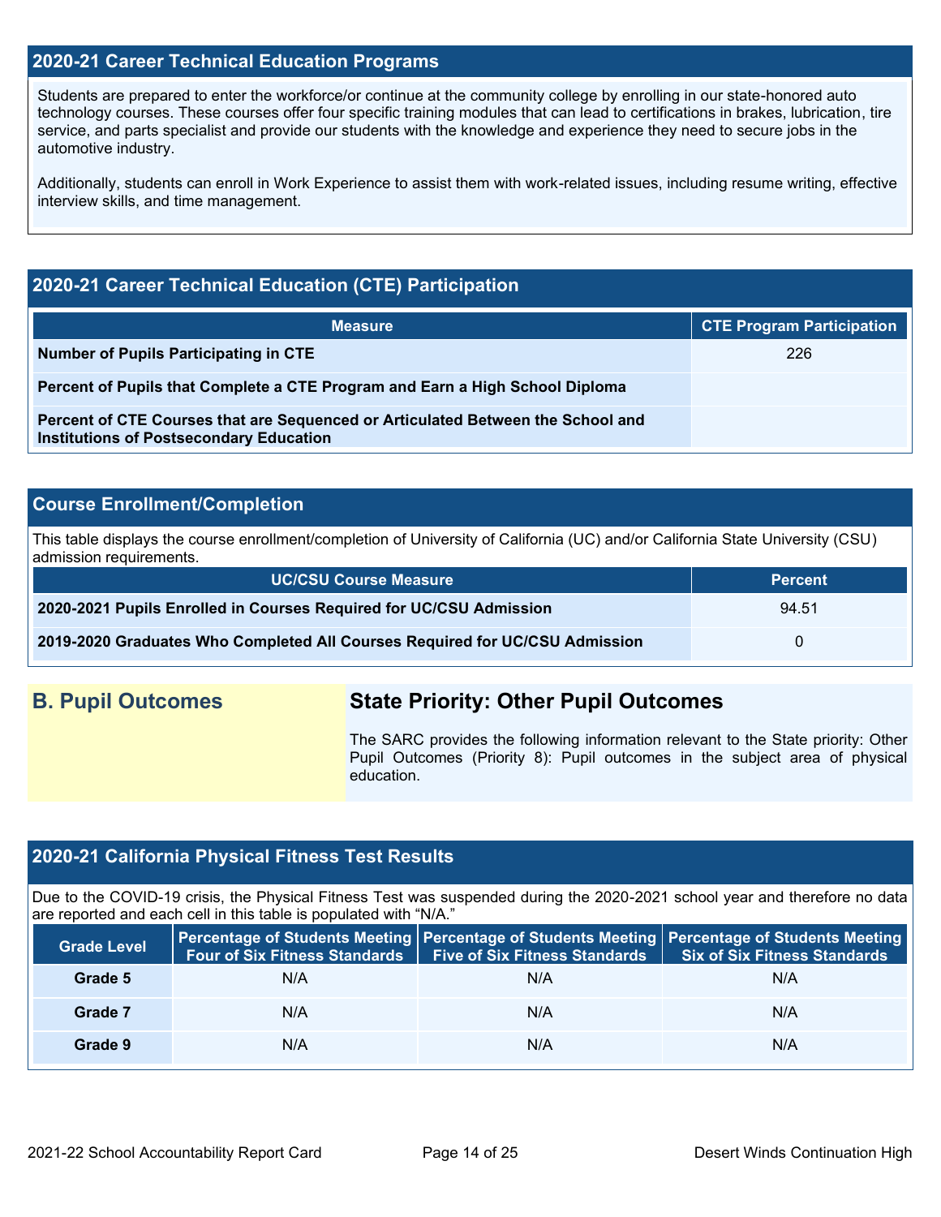## 2020-21 Career Technical Education Programs

Students are prepared to enter the workforce/or continue at the community college by enrolling in our state-honored auto technology courses. These courses offer four specific training modules that can lead to certifications in brakes, lubrication, tire service, and parts specialist and provide our students with the knowledge and experience they need to secure jobs in the automotive industry.

Additionally, students can enroll in Work Experience to assist them with work-related issues, including resume writing, effective interview skills, and time management.

## 2020-21 Career Technical Education (CTE) Participation

| Measure | CTE Program Participation |
|---|---|
| **Number of Pupils Participating in CTE** | 226 |
| **Percent of Pupils that Complete a CTE Program and Earn a High School Diploma** | |
| **Percent of CTE Courses that are Sequenced or Articulated Between the School and Institutions of Postsecondary Education** | |

## Course Enrollment/Completion

This table displays the course enrollment/completion of University of California (UC) and/or California State University (CSU) admission requirements.

| UC/CSU Course Measure | Percent |
|---|---|
| **2020-2021 Pupils Enrolled in Courses Required for UC/CSU Admission** | 94.51 |
| **2019-2020 Graduates Who Completed All Courses Required for UC/CSU Admission** | 0 |

## B. Pupil Outcomes

## State Priority: Other Pupil Outcomes

The SARC provides the following information relevant to the State priority: Other Pupil Outcomes (Priority 8): Pupil outcomes in the subject area of physical education.

## 2020-21 California Physical Fitness Test Results

Due to the COVID-19 crisis, the Physical Fitness Test was suspended during the 2020-2021 school year and therefore no data are reported and each cell in this table is populated with “N/A.”

| Grade Level | Percentage of Students Meeting Four of Six Fitness Standards | Percentage of Students Meeting Five of Six Fitness Standards | Percentage of Students Meeting Six of Six Fitness Standards |
|---|---|---|---|
| **Grade 5** | N/A | N/A | N/A |
| **Grade 7** | N/A | N/A | N/A |
| **Grade 9** | N/A | N/A | N/A |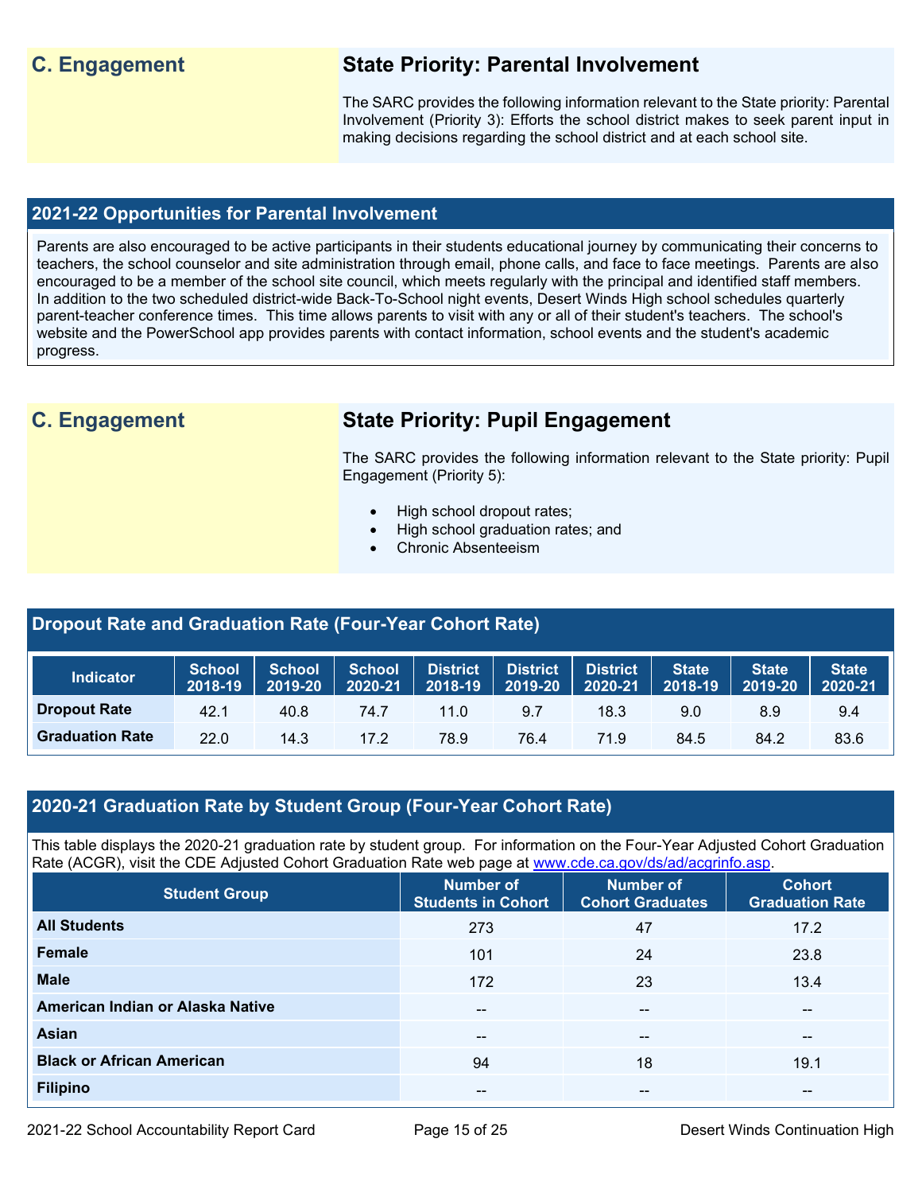## C. Engagement

### State Priority: Parental Involvement

The SARC provides the following information relevant to the State priority: Parental Involvement (Priority 3): Efforts the school district makes to seek parent input in making decisions regarding the school district and at each school site.

### 2021-22 Opportunities for Parental Involvement

Parents are also encouraged to be active participants in their students educational journey by communicating their concerns to teachers, the school counselor and site administration through email, phone calls, and face to face meetings. Parents are also encouraged to be a member of the school site council, which meets regularly with the principal and identified staff members. In addition to the two scheduled district-wide Back-To-School night events, Desert Winds High school schedules quarterly parent-teacher conference times. This time allows parents to visit with any or all of their student's teachers. The school's website and the PowerSchool app provides parents with contact information, school events and the student's academic progress.

## C. Engagement

### State Priority: Pupil Engagement

The SARC provides the following information relevant to the State priority: Pupil Engagement (Priority 5):

- High school dropout rates;
- High school graduation rates; and
- Chronic Absenteeism

### Dropout Rate and Graduation Rate (Four-Year Cohort Rate)

| Indicator | School 2018-19 | School 2019-20 | School 2020-21 | District 2018-19 | District 2019-20 | District 2020-21 | State 2018-19 | State 2019-20 | State 2020-21 |
|---|---|---|---|---|---|---|---|---|---|
| Dropout Rate | 42.1 | 40.8 | 74.7 | 11.0 | 9.7 | 18.3 | 9.0 | 8.9 | 9.4 |
| Graduation Rate | 22.0 | 14.3 | 17.2 | 78.9 | 76.4 | 71.9 | 84.5 | 84.2 | 83.6 |

### 2020-21 Graduation Rate by Student Group (Four-Year Cohort Rate)

This table displays the 2020-21 graduation rate by student group. For information on the Four-Year Adjusted Cohort Graduation Rate (ACGR), visit the CDE Adjusted Cohort Graduation Rate web page at [www.cde.ca.gov/ds/ad/acgrinfo.asp](www.cde.ca.gov/ds/ad/acgrinfo.asp).

| Student Group | Number of Students in Cohort | Number of Cohort Graduates | Cohort Graduation Rate |
|---|---|---|---|
| All Students | 273 | 47 | 17.2 |
| Female | 101 | 24 | 23.8 |
| Male | 172 | 23 | 13.4 |
| American Indian or Alaska Native | -- | -- | -- |
| Asian | -- | -- | -- |
| Black or African American | 94 | 18 | 19.1 |
| Filipino | -- | -- | -- |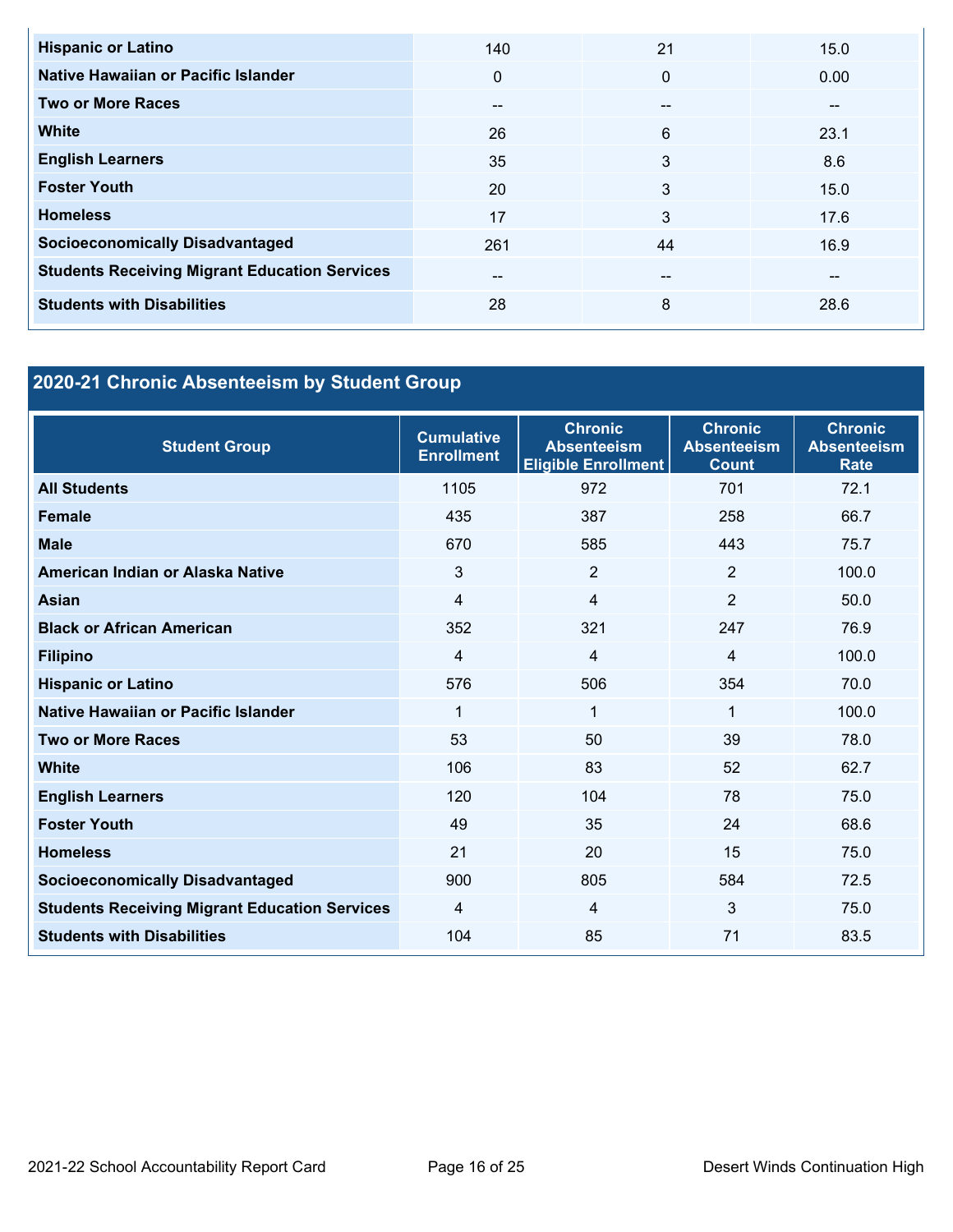| | | | |
|---|---|---|---|
| **Hispanic or Latino** | 140 | 21 | 15.0 |
| **Native Hawaiian or Pacific Islander** | 0 | 0 | 0.00 |
| **Two or More Races** | -- | -- | -- |
| **White** | 26 | 6 | 23.1 |
| **English Learners** | 35 | 3 | 8.6 |
| **Foster Youth** | 20 | 3 | 15.0 |
| **Homeless** | 17 | 3 | 17.6 |
| **Socioeconomically Disadvantaged** | 261 | 44 | 16.9 |
| **Students Receiving Migrant Education Services** | -- | -- | -- |
| **Students with Disabilities** | 28 | 8 | 28.6 |

## 2020-21 Chronic Absenteeism by Student Group

| Student Group | Cumulative Enrollment | Chronic Absenteeism Eligible Enrollment | Chronic Absenteeism Count | Chronic Absenteeism Rate |
|---|---|---|---|---|
| **All Students** | 1105 | 972 | 701 | 72.1 |
| **Female** | 435 | 387 | 258 | 66.7 |
| **Male** | 670 | 585 | 443 | 75.7 |
| **American Indian or Alaska Native** | 3 | 2 | 2 | 100.0 |
| **Asian** | 4 | 4 | 2 | 50.0 |
| **Black or African American** | 352 | 321 | 247 | 76.9 |
| **Filipino** | 4 | 4 | 4 | 100.0 |
| **Hispanic or Latino** | 576 | 506 | 354 | 70.0 |
| **Native Hawaiian or Pacific Islander** | 1 | 1 | 1 | 100.0 |
| **Two or More Races** | 53 | 50 | 39 | 78.0 |
| **White** | 106 | 83 | 52 | 62.7 |
| **English Learners** | 120 | 104 | 78 | 75.0 |
| **Foster Youth** | 49 | 35 | 24 | 68.6 |
| **Homeless** | 21 | 20 | 15 | 75.0 |
| **Socioeconomically Disadvantaged** | 900 | 805 | 584 | 72.5 |
| **Students Receiving Migrant Education Services** | 4 | 4 | 3 | 75.0 |
| **Students with Disabilities** | 104 | 85 | 71 | 83.5 |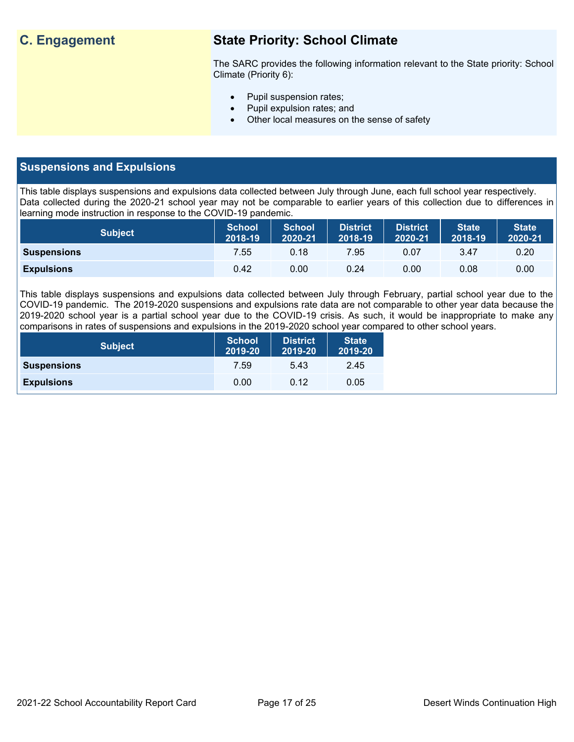## C. Engagement

### State Priority: School Climate

The SARC provides the following information relevant to the State priority: School Climate (Priority 6):

- Pupil suspension rates;
- Pupil expulsion rates; and
- Other local measures on the sense of safety

## Suspensions and Expulsions

This table displays suspensions and expulsions data collected between July through June, each full school year respectively. Data collected during the 2020-21 school year may not be comparable to earlier years of this collection due to differences in learning mode instruction in response to the COVID-19 pandemic.

| Subject | School 2018-19 | School 2020-21 | District 2018-19 | District 2020-21 | State 2018-19 | State 2020-21 |
|---|---|---|---|---|---|---|
| **Suspensions** | 7.55 | 0.18 | 7.95 | 0.07 | 3.47 | 0.20 |
| **Expulsions** | 0.42 | 0.00 | 0.24 | 0.00 | 0.08 | 0.00 |

This table displays suspensions and expulsions data collected between July through February, partial school year due to the COVID-19 pandemic. The 2019-2020 suspensions and expulsions rate data are not comparable to other year data because the 2019-2020 school year is a partial school year due to the COVID-19 crisis. As such, it would be inappropriate to make any comparisons in rates of suspensions and expulsions in the 2019-2020 school year compared to other school years.

| Subject | School 2019-20 | District 2019-20 | State 2019-20 |
|---|---|---|---|
| **Suspensions** | 7.59 | 5.43 | 2.45 |
| **Expulsions** | 0.00 | 0.12 | 0.05 |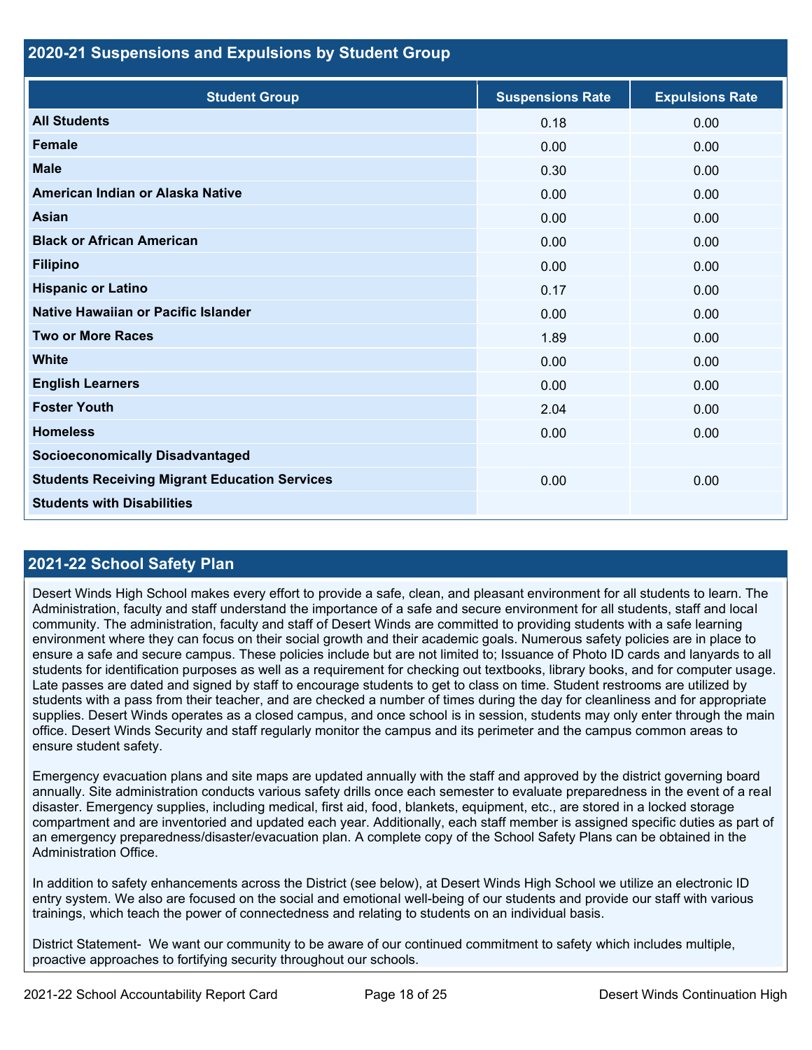## 2020-21 Suspensions and Expulsions by Student Group

| Student Group | Suspensions Rate | Expulsions Rate |
|---|---|---|
| **All Students** | 0.18 | 0.00 |
| **Female** | 0.00 | 0.00 |
| **Male** | 0.30 | 0.00 |
| **American Indian or Alaska Native** | 0.00 | 0.00 |
| **Asian** | 0.00 | 0.00 |
| **Black or African American** | 0.00 | 0.00 |
| **Filipino** | 0.00 | 0.00 |
| **Hispanic or Latino** | 0.17 | 0.00 |
| **Native Hawaiian or Pacific Islander** | 0.00 | 0.00 |
| **Two or More Races** | 1.89 | 0.00 |
| **White** | 0.00 | 0.00 |
| **English Learners** | 0.00 | 0.00 |
| **Foster Youth** | 2.04 | 0.00 |
| **Homeless** | 0.00 | 0.00 |
| **Socioeconomically Disadvantaged** | | |
| **Students Receiving Migrant Education Services** | 0.00 | 0.00 |
| **Students with Disabilities** | | |

## 2021-22 School Safety Plan

Desert Winds High School makes every effort to provide a safe, clean, and pleasant environment for all students to learn. The Administration, faculty and staff understand the importance of a safe and secure environment for all students, staff and local community. The administration, faculty and staff of Desert Winds are committed to providing students with a safe learning environment where they can focus on their social growth and their academic goals. Numerous safety policies are in place to ensure a safe and secure campus. These policies include but are not limited to; Issuance of Photo ID cards and lanyards to all students for identification purposes as well as a requirement for checking out textbooks, library books, and for computer usage. Late passes are dated and signed by staff to encourage students to get to class on time. Student restrooms are utilized by students with a pass from their teacher, and are checked a number of times during the day for cleanliness and for appropriate supplies. Desert Winds operates as a closed campus, and once school is in session, students may only enter through the main office. Desert Winds Security and staff regularly monitor the campus and its perimeter and the campus common areas to ensure student safety.

Emergency evacuation plans and site maps are updated annually with the staff and approved by the district governing board annually. Site administration conducts various safety drills once each semester to evaluate preparedness in the event of a real disaster. Emergency supplies, including medical, first aid, food, blankets, equipment, etc., are stored in a locked storage compartment and are inventoried and updated each year. Additionally, each staff member is assigned specific duties as part of an emergency preparedness/disaster/evacuation plan. A complete copy of the School Safety Plans can be obtained in the Administration Office.

In addition to safety enhancements across the District (see below), at Desert Winds High School we utilize an electronic ID entry system. We also are focused on the social and emotional well-being of our students and provide our staff with various trainings, which teach the power of connectedness and relating to students on an individual basis.

District Statement- We want our community to be aware of our continued commitment to safety which includes multiple, proactive approaches to fortifying security throughout our schools.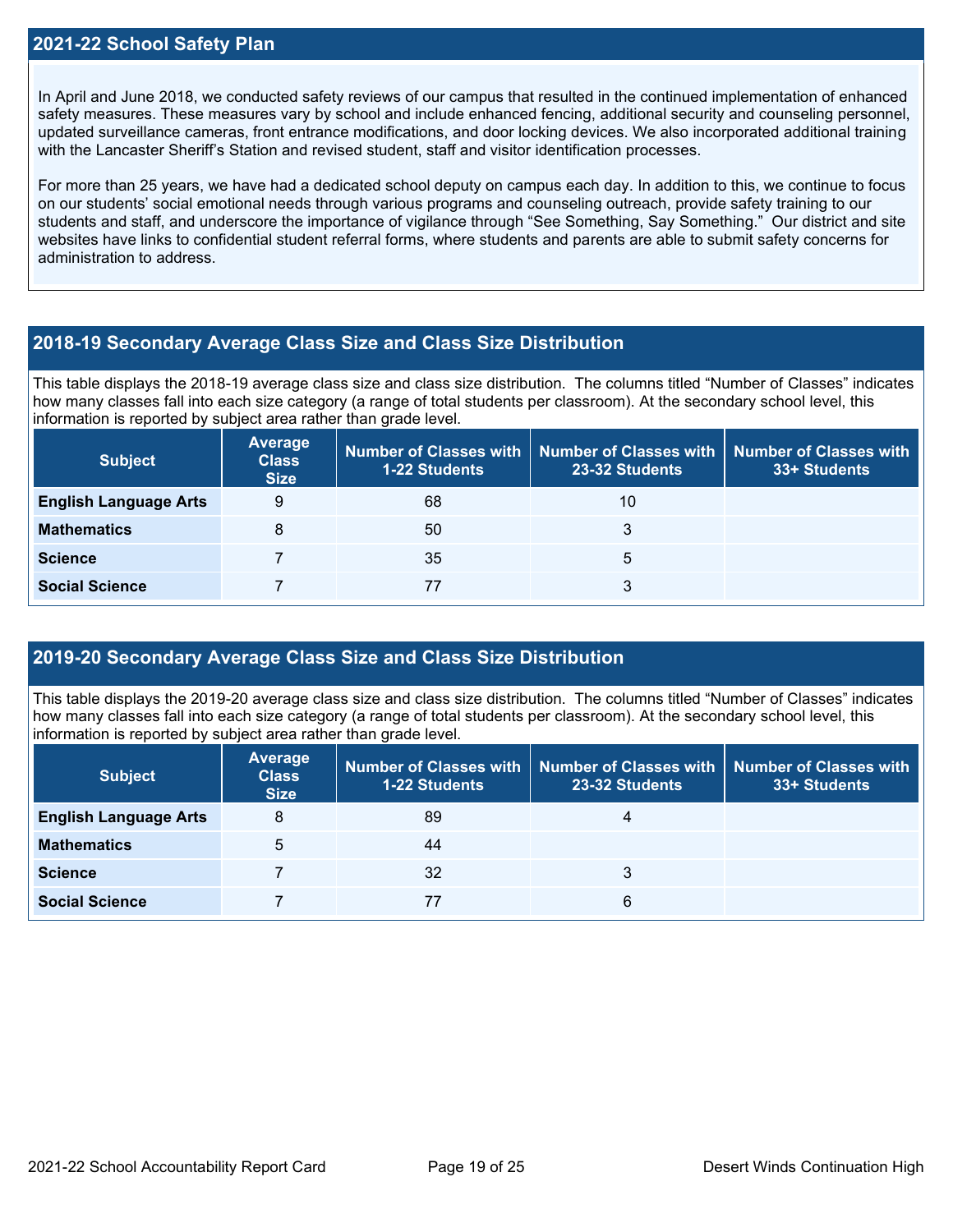## 2021-22 School Safety Plan

In April and June 2018, we conducted safety reviews of our campus that resulted in the continued implementation of enhanced safety measures. These measures vary by school and include enhanced fencing, additional security and counseling personnel, updated surveillance cameras, front entrance modifications, and door locking devices. We also incorporated additional training with the Lancaster Sheriff's Station and revised student, staff and visitor identification processes.

For more than 25 years, we have had a dedicated school deputy on campus each day. In addition to this, we continue to focus on our students' social emotional needs through various programs and counseling outreach, provide safety training to our students and staff, and underscore the importance of vigilance through "See Something, Say Something." Our district and site websites have links to confidential student referral forms, where students and parents are able to submit safety concerns for administration to address.

## 2018-19 Secondary Average Class Size and Class Size Distribution

This table displays the 2018-19 average class size and class size distribution. The columns titled "Number of Classes" indicates how many classes fall into each size category (a range of total students per classroom). At the secondary school level, this information is reported by subject area rather than grade level.

| Subject | Average Class Size | Number of Classes with 1-22 Students | Number of Classes with 23-32 Students | Number of Classes with 33+ Students |
|---|---|---|---|---|
| English Language Arts | 9 | 68 | 10 | |
| Mathematics | 8 | 50 | 3 | |
| Science | 7 | 35 | 5 | |
| Social Science | 7 | 77 | 3 | |

## 2019-20 Secondary Average Class Size and Class Size Distribution

This table displays the 2019-20 average class size and class size distribution. The columns titled "Number of Classes" indicates how many classes fall into each size category (a range of total students per classroom). At the secondary school level, this information is reported by subject area rather than grade level.

| Subject | Average Class Size | Number of Classes with 1-22 Students | Number of Classes with 23-32 Students | Number of Classes with 33+ Students |
|---|---|---|---|---|
| English Language Arts | 8 | 89 | 4 | |
| Mathematics | 5 | 44 | | |
| Science | 7 | 32 | 3 | |
| Social Science | 7 | 77 | 6 | |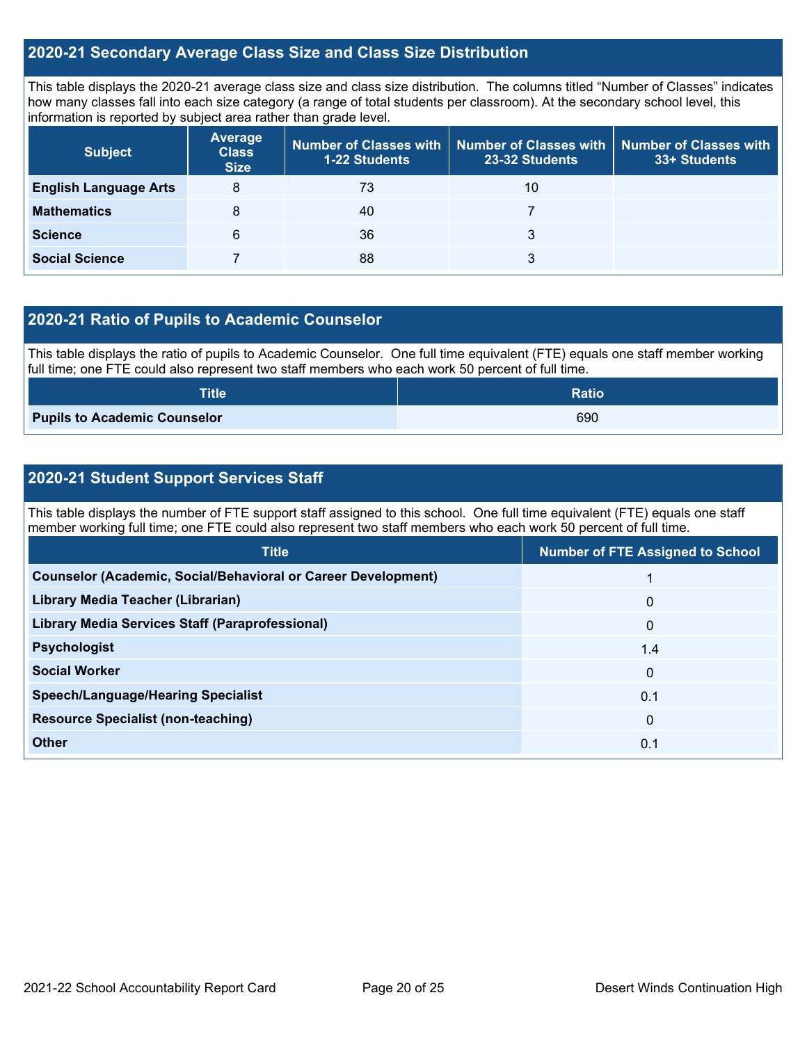## 2020-21 Secondary Average Class Size and Class Size Distribution

This table displays the 2020-21 average class size and class size distribution. The columns titled "Number of Classes" indicates how many classes fall into each size category (a range of total students per classroom). At the secondary school level, this information is reported by subject area rather than grade level.

| Subject | Average Class Size | Number of Classes with 1-22 Students | Number of Classes with 23-32 Students | Number of Classes with 33+ Students |
|---|---|---|---|---|
| English Language Arts | 8 | 73 | 10 | |
| Mathematics | 8 | 40 | 7 | |
| Science | 6 | 36 | 3 | |
| Social Science | 7 | 88 | 3 | |

## 2020-21 Ratio of Pupils to Academic Counselor

This table displays the ratio of pupils to Academic Counselor. One full time equivalent (FTE) equals one staff member working full time; one FTE could also represent two staff members who each work 50 percent of full time.

| Title | Ratio |
|---|---|
| Pupils to Academic Counselor | 690 |

## 2020-21 Student Support Services Staff

This table displays the number of FTE support staff assigned to this school. One full time equivalent (FTE) equals one staff member working full time; one FTE could also represent two staff members who each work 50 percent of full time.

| Title | Number of FTE Assigned to School |
|---|---|
| Counselor (Academic, Social/Behavioral or Career Development) | 1 |
| Library Media Teacher (Librarian) | 0 |
| Library Media Services Staff (Paraprofessional) | 0 |
| Psychologist | 1.4 |
| Social Worker | 0 |
| Speech/Language/Hearing Specialist | 0.1 |
| Resource Specialist (non-teaching) | 0 |
| Other | 0.1 |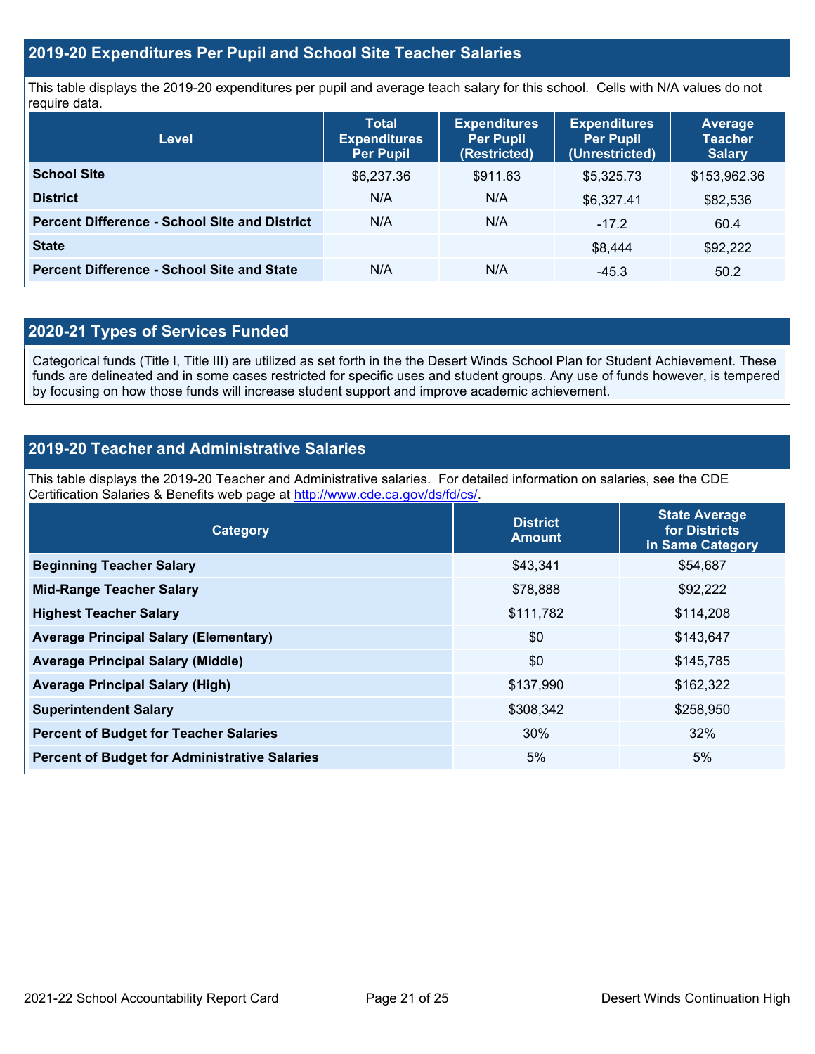## 2019-20 Expenditures Per Pupil and School Site Teacher Salaries

This table displays the 2019-20 expenditures per pupil and average teach salary for this school. Cells with N/A values do not require data.

| Level | Total Expenditures Per Pupil | Expenditures Per Pupil (Restricted) | Expenditures Per Pupil (Unrestricted) | Average Teacher Salary |
|---|---|---|---|---|
| **School Site** | $6,237.36 | $911.63 | $5,325.73 | $153,962.36 |
| **District** | N/A | N/A | $6,327.41 | $82,536 |
| **Percent Difference - School Site and District** | N/A | N/A | -17.2 | 60.4 |
| **State** | | | $8,444 | $92,222 |
| **Percent Difference - School Site and State** | N/A | N/A | -45.3 | 50.2 |

## 2020-21 Types of Services Funded

Categorical funds (Title I, Title III) are utilized as set forth in the the Desert Winds School Plan for Student Achievement. These funds are delineated and in some cases restricted for specific uses and student groups. Any use of funds however, is tempered by focusing on how those funds will increase student support and improve academic achievement.

## 2019-20 Teacher and Administrative Salaries

This table displays the 2019-20 Teacher and Administrative salaries. For detailed information on salaries, see the CDE Certification Salaries & Benefits web page at http://www.cde.ca.gov/ds/fd/cs/.

| Category | District Amount | State Average for Districts in Same Category |
|---|---|---|
| **Beginning Teacher Salary** | $43,341 | $54,687 |
| **Mid-Range Teacher Salary** | $78,888 | $92,222 |
| **Highest Teacher Salary** | $111,782 | $114,208 |
| **Average Principal Salary (Elementary)** | $0 | $143,647 |
| **Average Principal Salary (Middle)** | $0 | $145,785 |
| **Average Principal Salary (High)** | $137,990 | $162,322 |
| **Superintendent Salary** | $308,342 | $258,950 |
| **Percent of Budget for Teacher Salaries** | 30% | 32% |
| **Percent of Budget for Administrative Salaries** | 5% | 5% |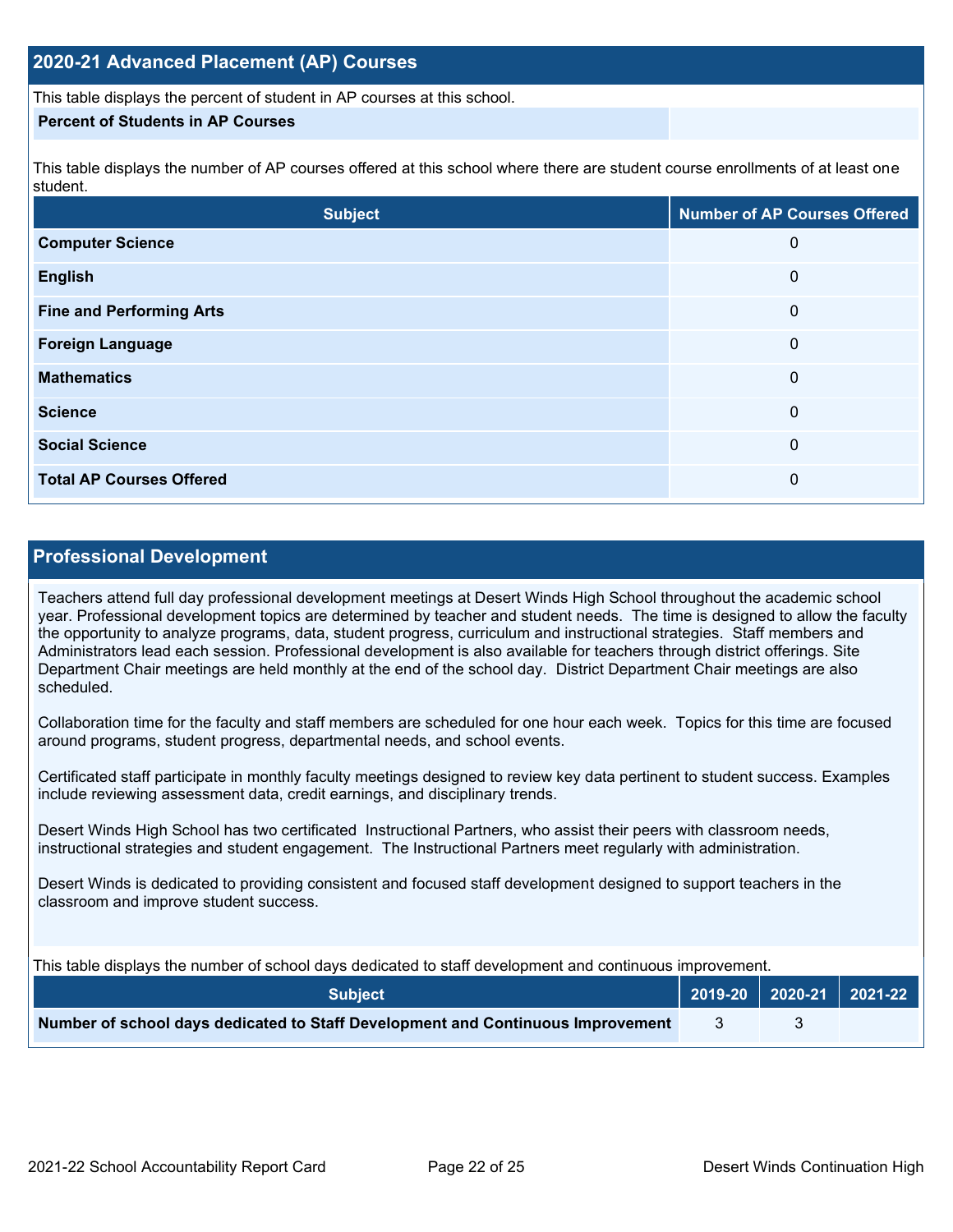## 2020-21 Advanced Placement (AP) Courses

This table displays the percent of student in AP courses at this school.

| Percent of Students in AP Courses | |
|---|---|

This table displays the number of AP courses offered at this school where there are student course enrollments of at least one student.

| Subject | Number of AP Courses Offered |
|---|---|
| **Computer Science** | 0 |
| **English** | 0 |
| **Fine and Performing Arts** | 0 |
| **Foreign Language** | 0 |
| **Mathematics** | 0 |
| **Science** | 0 |
| **Social Science** | 0 |
| **Total AP Courses Offered** | 0 |

## Professional Development

Teachers attend full day professional development meetings at Desert Winds High School throughout the academic school year. Professional development topics are determined by teacher and student needs. The time is designed to allow the faculty the opportunity to analyze programs, data, student progress, curriculum and instructional strategies. Staff members and Administrators lead each session. Professional development is also available for teachers through district offerings. Site Department Chair meetings are held monthly at the end of the school day. District Department Chair meetings are also scheduled.

Collaboration time for the faculty and staff members are scheduled for one hour each week. Topics for this time are focused around programs, student progress, departmental needs, and school events.

Certificated staff participate in monthly faculty meetings designed to review key data pertinent to student success. Examples include reviewing assessment data, credit earnings, and disciplinary trends.

Desert Winds High School has two certificated Instructional Partners, who assist their peers with classroom needs, instructional strategies and student engagement. The Instructional Partners meet regularly with administration.

Desert Winds is dedicated to providing consistent and focused staff development designed to support teachers in the classroom and improve student success.

This table displays the number of school days dedicated to staff development and continuous improvement.

| Subject | 2019-20 | 2020-21 | 2021-22 |
|---|---|---|---|
| **Number of school days dedicated to Staff Development and Continuous Improvement** | 3 | 3 | |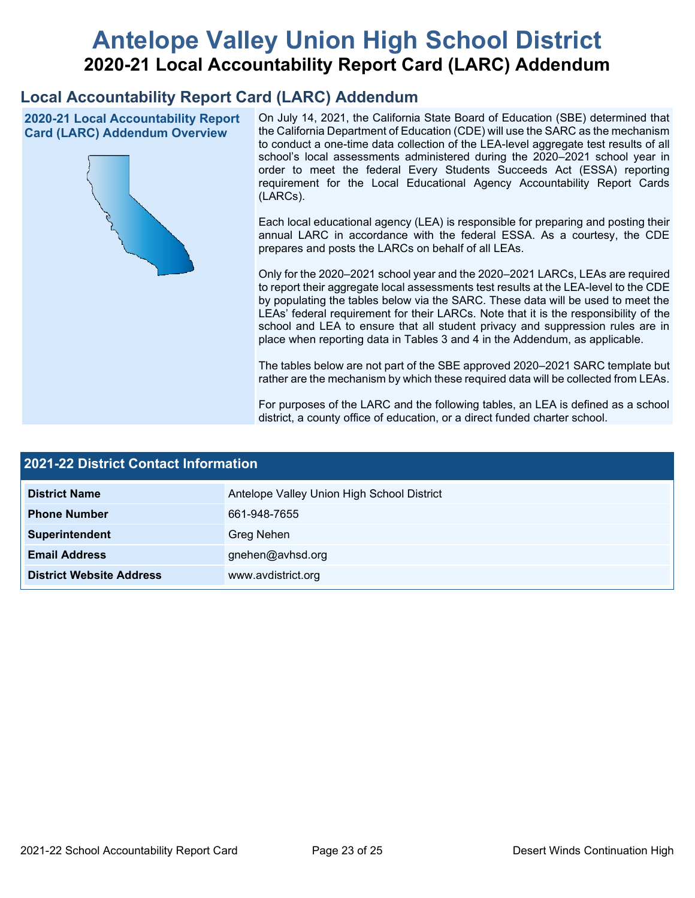# Antelope Valley Union High School District

## 2020-21 Local Accountability Report Card (LARC) Addendum

## Local Accountability Report Card (LARC) Addendum

### 2020-21 Local Accountability Report Card (LARC) Addendum Overview

On July 14, 2021, the California State Board of Education (SBE) determined that the California Department of Education (CDE) will use the SARC as the mechanism to conduct a one-time data collection of the LEA-level aggregate test results of all school's local assessments administered during the 2020–2021 school year in order to meet the federal Every Students Succeeds Act (ESSA) reporting requirement for the Local Educational Agency Accountability Report Cards (LARCs).

Each local educational agency (LEA) is responsible for preparing and posting their annual LARC in accordance with the federal ESSA. As a courtesy, the CDE prepares and posts the LARCs on behalf of all LEAs.

Only for the 2020–2021 school year and the 2020–2021 LARCs, LEAs are required to report their aggregate local assessments test results at the LEA-level to the CDE by populating the tables below via the SARC. These data will be used to meet the LEAs' federal requirement for their LARCs. Note that it is the responsibility of the school and LEA to ensure that all student privacy and suppression rules are in place when reporting data in Tables 3 and 4 in the Addendum, as applicable.

The tables below are not part of the SBE approved 2020–2021 SARC template but rather are the mechanism by which these required data will be collected from LEAs.

For purposes of the LARC and the following tables, an LEA is defined as a school district, a county office of education, or a direct funded charter school.

| 2021-22 District Contact Information | |
|---|---|
| **District Name** | Antelope Valley Union High School District |
| **Phone Number** | 661-948-7655 |
| **Superintendent** | Greg Nehen |
| **Email Address** | gnehen@avhsd.org |
| **District Website Address** | www.avdistrict.org |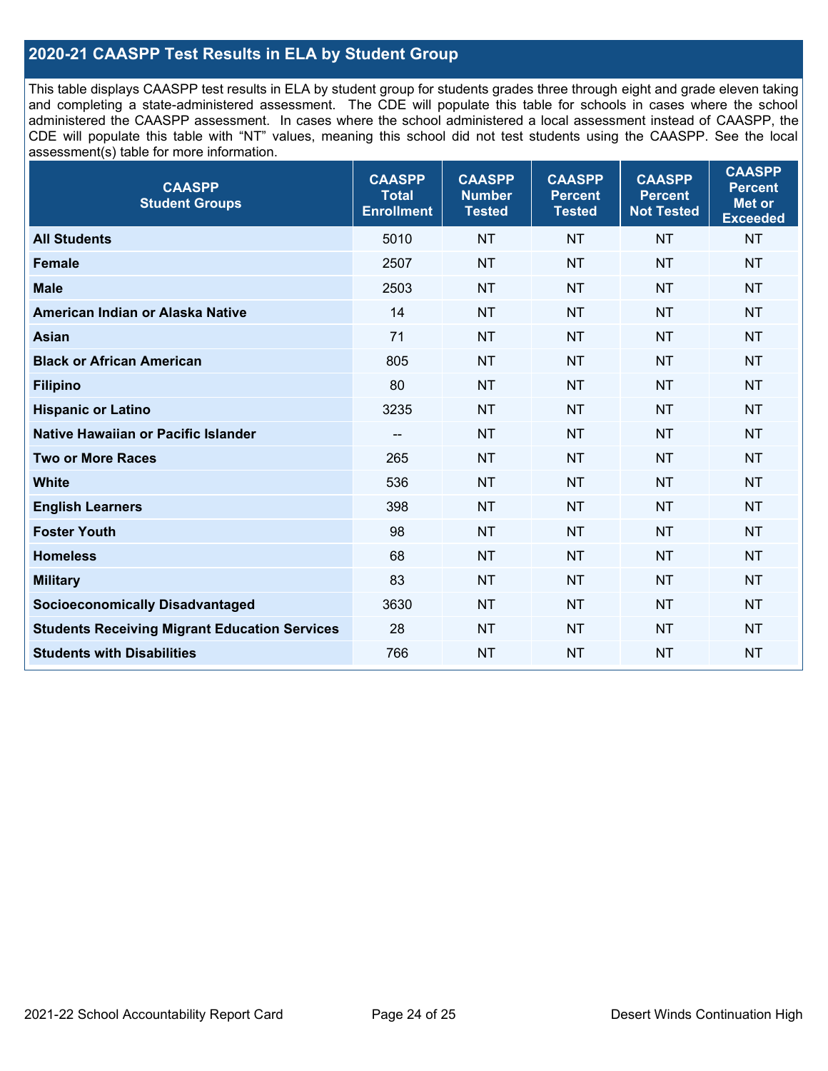## 2020-21 CAASPP Test Results in ELA by Student Group

This table displays CAASPP test results in ELA by student group for students grades three through eight and grade eleven taking and completing a state-administered assessment. The CDE will populate this table for schools in cases where the school administered the CAASPP assessment. In cases where the school administered a local assessment instead of CAASPP, the CDE will populate this table with "NT" values, meaning this school did not test students using the CAASPP. See the local assessment(s) table for more information.

| CAASPP Student Groups | CAASPP Total Enrollment | CAASPP Number Tested | CAASPP Percent Tested | CAASPP Percent Not Tested | CAASPP Percent Met or Exceeded |
|---|---|---|---|---|---|
| **All Students** | 5010 | NT | NT | NT | NT |
| **Female** | 2507 | NT | NT | NT | NT |
| **Male** | 2503 | NT | NT | NT | NT |
| **American Indian or Alaska Native** | 14 | NT | NT | NT | NT |
| **Asian** | 71 | NT | NT | NT | NT |
| **Black or African American** | 805 | NT | NT | NT | NT |
| **Filipino** | 80 | NT | NT | NT | NT |
| **Hispanic or Latino** | 3235 | NT | NT | NT | NT |
| **Native Hawaiian or Pacific Islander** | -- | NT | NT | NT | NT |
| **Two or More Races** | 265 | NT | NT | NT | NT |
| **White** | 536 | NT | NT | NT | NT |
| **English Learners** | 398 | NT | NT | NT | NT |
| **Foster Youth** | 98 | NT | NT | NT | NT |
| **Homeless** | 68 | NT | NT | NT | NT |
| **Military** | 83 | NT | NT | NT | NT |
| **Socioeconomically Disadvantaged** | 3630 | NT | NT | NT | NT |
| **Students Receiving Migrant Education Services** | 28 | NT | NT | NT | NT |
| **Students with Disabilities** | 766 | NT | NT | NT | NT |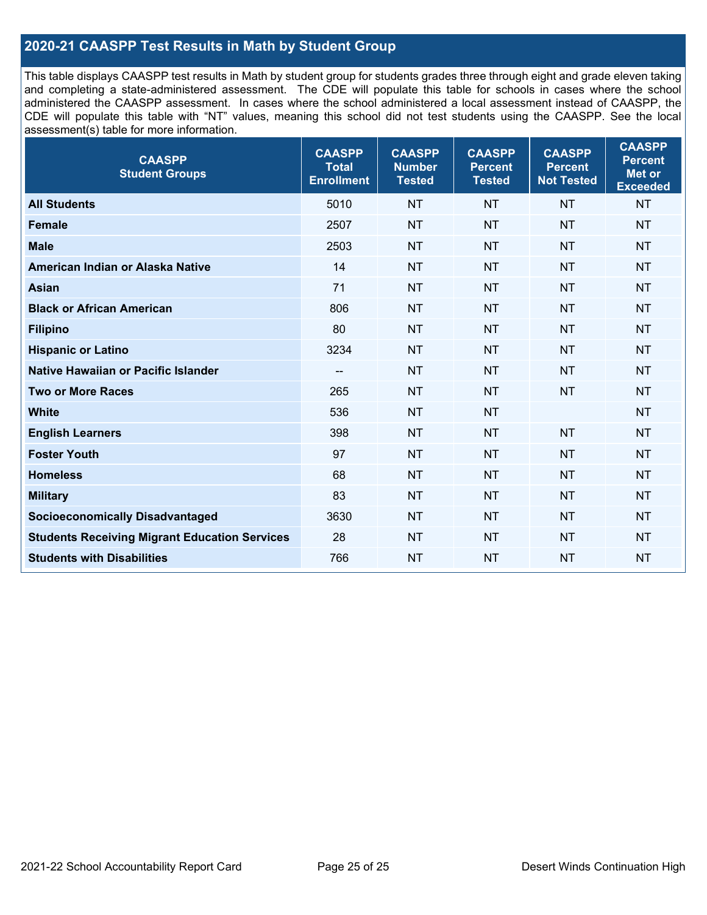## 2020-21 CAASPP Test Results in Math by Student Group

This table displays CAASPP test results in Math by student group for students grades three through eight and grade eleven taking and completing a state-administered assessment. The CDE will populate this table for schools in cases where the school administered the CAASPP assessment. In cases where the school administered a local assessment instead of CAASPP, the CDE will populate this table with "NT" values, meaning this school did not test students using the CAASPP. See the local assessment(s) table for more information.

| CAASPP Student Groups | CAASPP Total Enrollment | CAASPP Number Tested | CAASPP Percent Tested | CAASPP Percent Not Tested | CAASPP Percent Met or Exceeded |
|---|---|---|---|---|---|
| **All Students** | 5010 | NT | NT | NT | NT |
| **Female** | 2507 | NT | NT | NT | NT |
| **Male** | 2503 | NT | NT | NT | NT |
| **American Indian or Alaska Native** | 14 | NT | NT | NT | NT |
| **Asian** | 71 | NT | NT | NT | NT |
| **Black or African American** | 806 | NT | NT | NT | NT |
| **Filipino** | 80 | NT | NT | NT | NT |
| **Hispanic or Latino** | 3234 | NT | NT | NT | NT |
| **Native Hawaiian or Pacific Islander** | -- | NT | NT | NT | NT |
| **Two or More Races** | 265 | NT | NT | NT | NT |
| **White** | 536 | NT | NT | | NT |
| **English Learners** | 398 | NT | NT | NT | NT |
| **Foster Youth** | 97 | NT | NT | NT | NT |
| **Homeless** | 68 | NT | NT | NT | NT |
| **Military** | 83 | NT | NT | NT | NT |
| **Socioeconomically Disadvantaged** | 3630 | NT | NT | NT | NT |
| **Students Receiving Migrant Education Services** | 28 | NT | NT | NT | NT |
| **Students with Disabilities** | 766 | NT | NT | NT | NT |